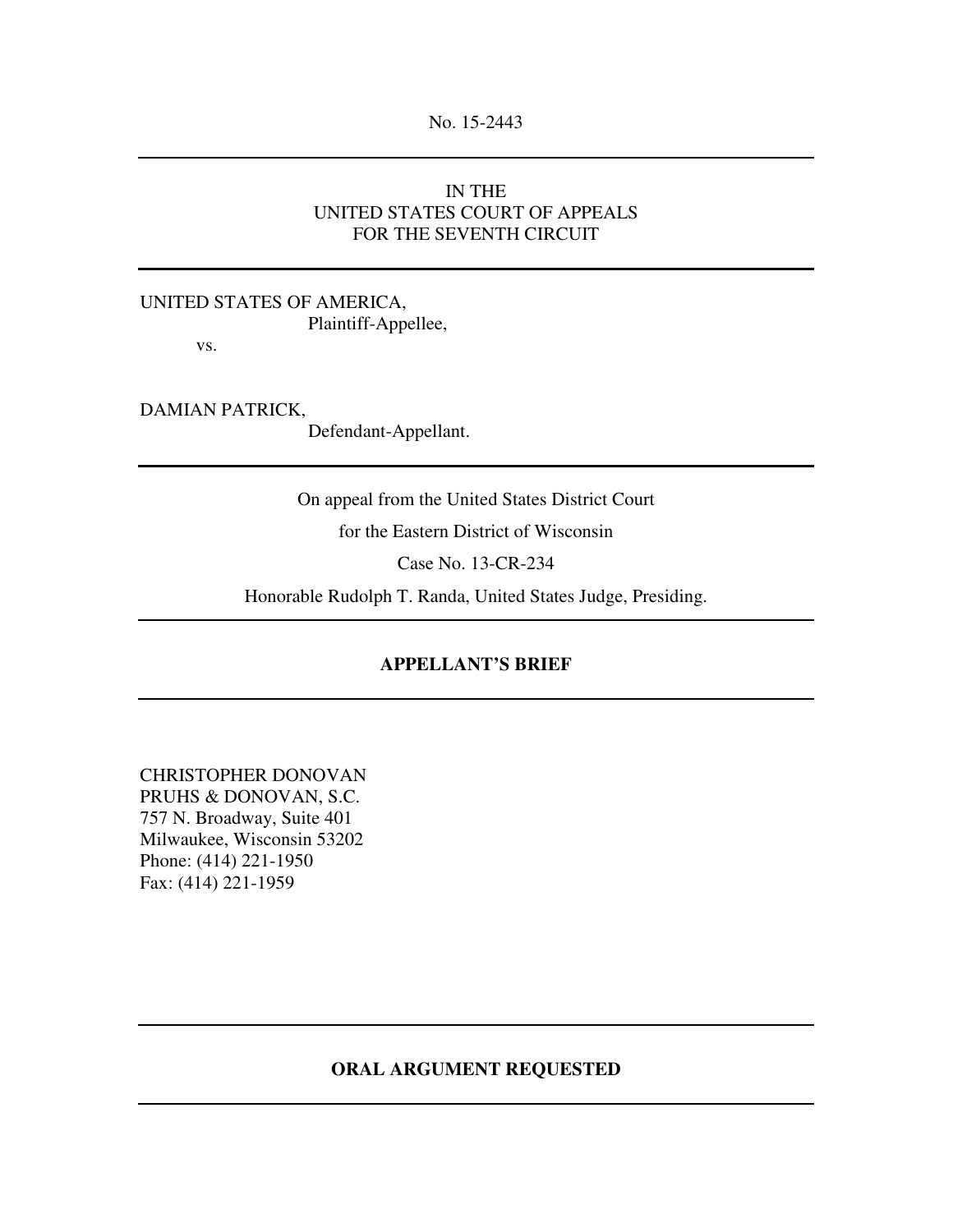No. 15-2443

---

IN THE
UNITED STATES COURT OF APPEALS
FOR THE SEVENTH CIRCUIT

---

UNITED STATES OF AMERICA,
Plaintiff-Appellee,

vs.

DAMIAN PATRICK,
Defendant-Appellant.

---

On appeal from the United States District Court

for the Eastern District of Wisconsin

Case No. 13-CR-234

Honorable Rudolph T. Randa, United States Judge, Presiding.

---

**APPELLANT'S BRIEF**

---

CHRISTOPHER DONOVAN
PRUHS & DONOVAN, S.C.
757 N. Broadway, Suite 401
Milwaukee, Wisconsin 53202
Phone: (414) 221-1950
Fax: (414) 221-1959

---

**ORAL ARGUMENT REQUESTED**

---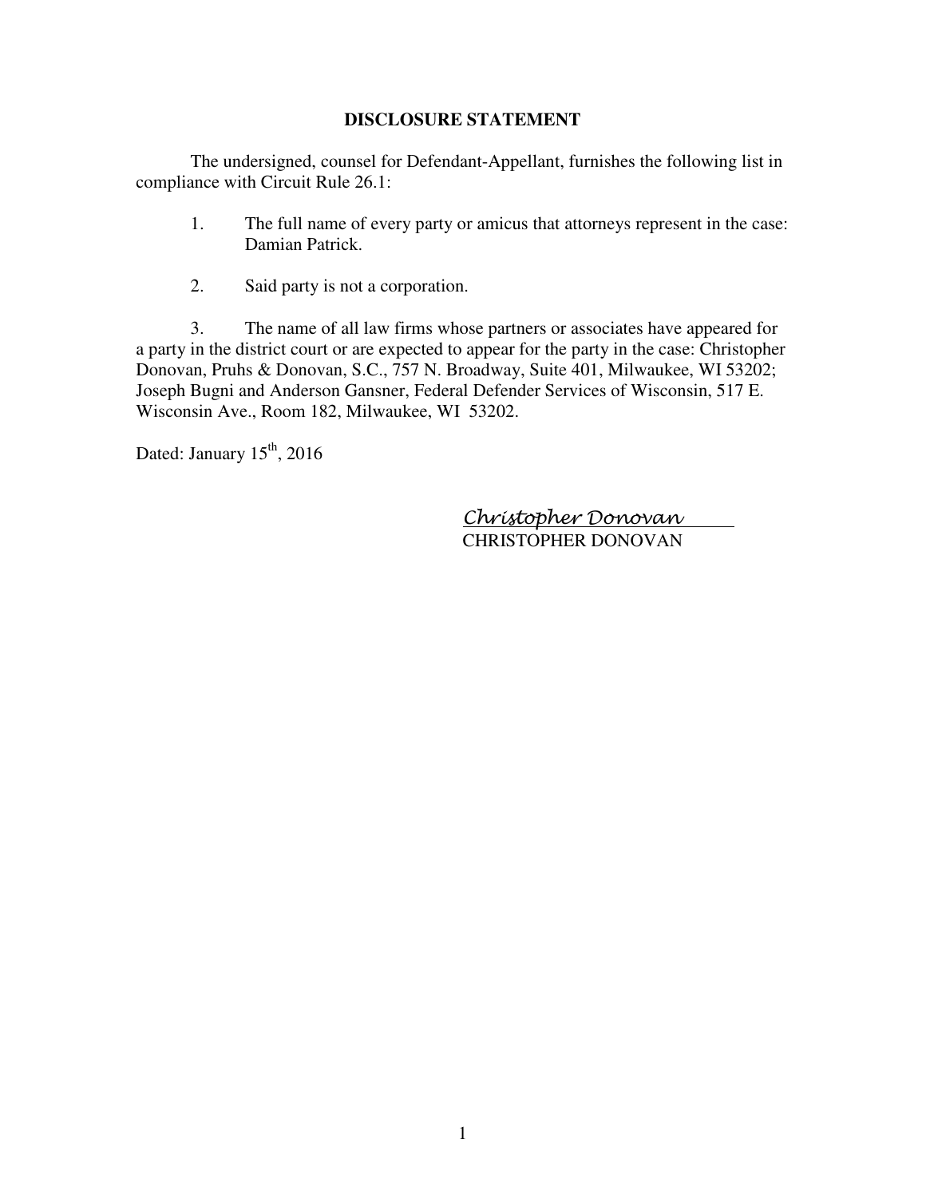# DISCLOSURE STATEMENT

The undersigned, counsel for Defendant-Appellant, furnishes the following list in compliance with Circuit Rule 26.1:

1. The full name of every party or amicus that attorneys represent in the case: Damian Patrick.

2. Said party is not a corporation.

3. The name of all law firms whose partners or associates have appeared for a party in the district court or are expected to appear for the party in the case: Christopher Donovan, Pruhs & Donovan, S.C., 757 N. Broadway, Suite 401, Milwaukee, WI 53202; Joseph Bugni and Anderson Gansner, Federal Defender Services of Wisconsin, 517 E. Wisconsin Ave., Room 182, Milwaukee, WI 53202.

Dated: January 15th, 2016

*Christopher Donovan*
CHRISTOPHER DONOVAN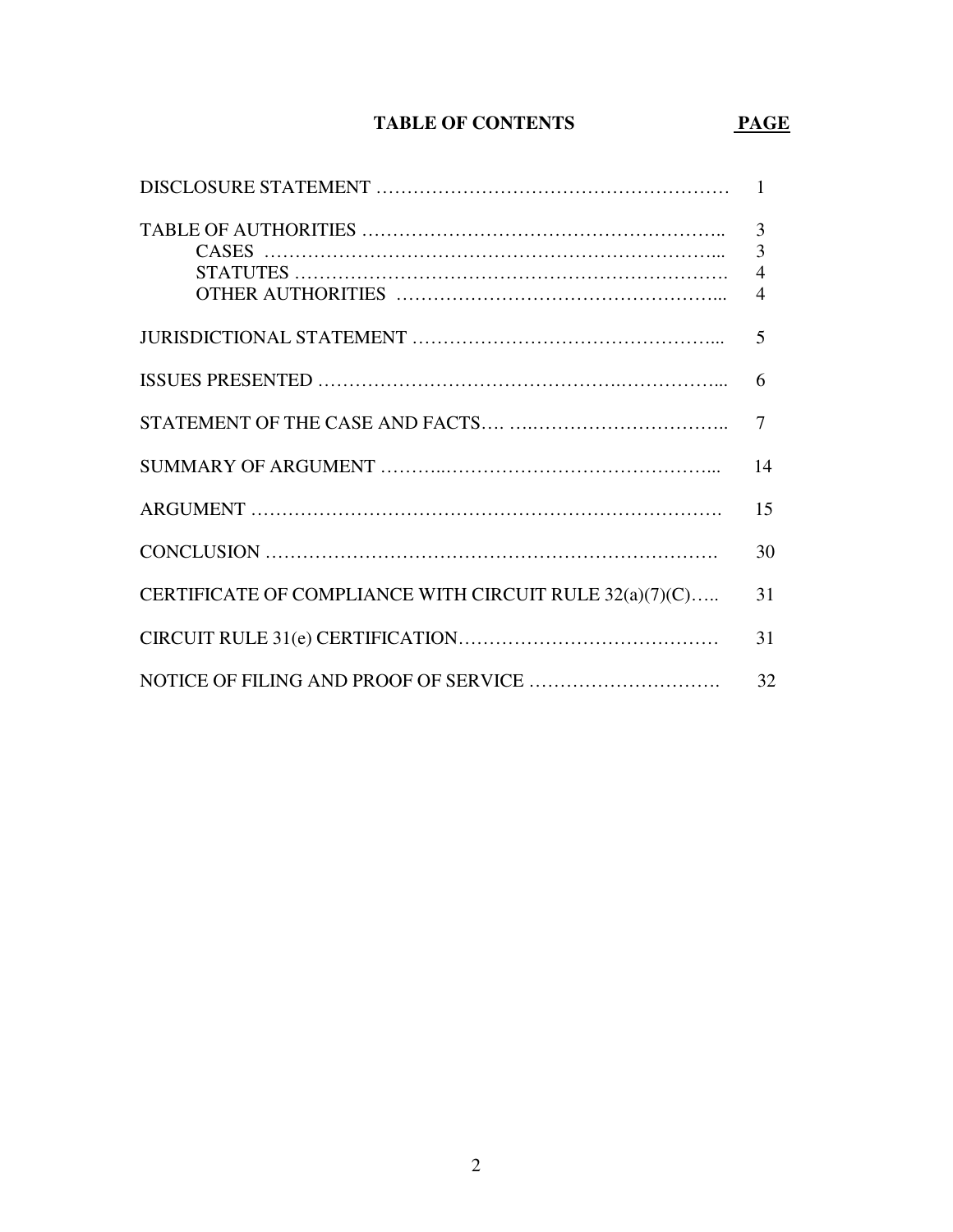# TABLE OF CONTENTS

| | PAGE |
|---|---|
| DISCLOSURE STATEMENT | 1 |
| TABLE OF AUTHORITIES | 3 |
| CASES | 3 |
| STATUTES | 4 |
| OTHER AUTHORITIES | 4 |
| JURISDICTIONAL STATEMENT | 5 |
| ISSUES PRESENTED | 6 |
| STATEMENT OF THE CASE AND FACTS | 7 |
| SUMMARY OF ARGUMENT | 14 |
| ARGUMENT | 15 |
| CONCLUSION | 30 |
| CERTIFICATE OF COMPLIANCE WITH CIRCUIT RULE 32(a)(7)(C) | 31 |
| CIRCUIT RULE 31(e) CERTIFICATION | 31 |
| NOTICE OF FILING AND PROOF OF SERVICE | 32 |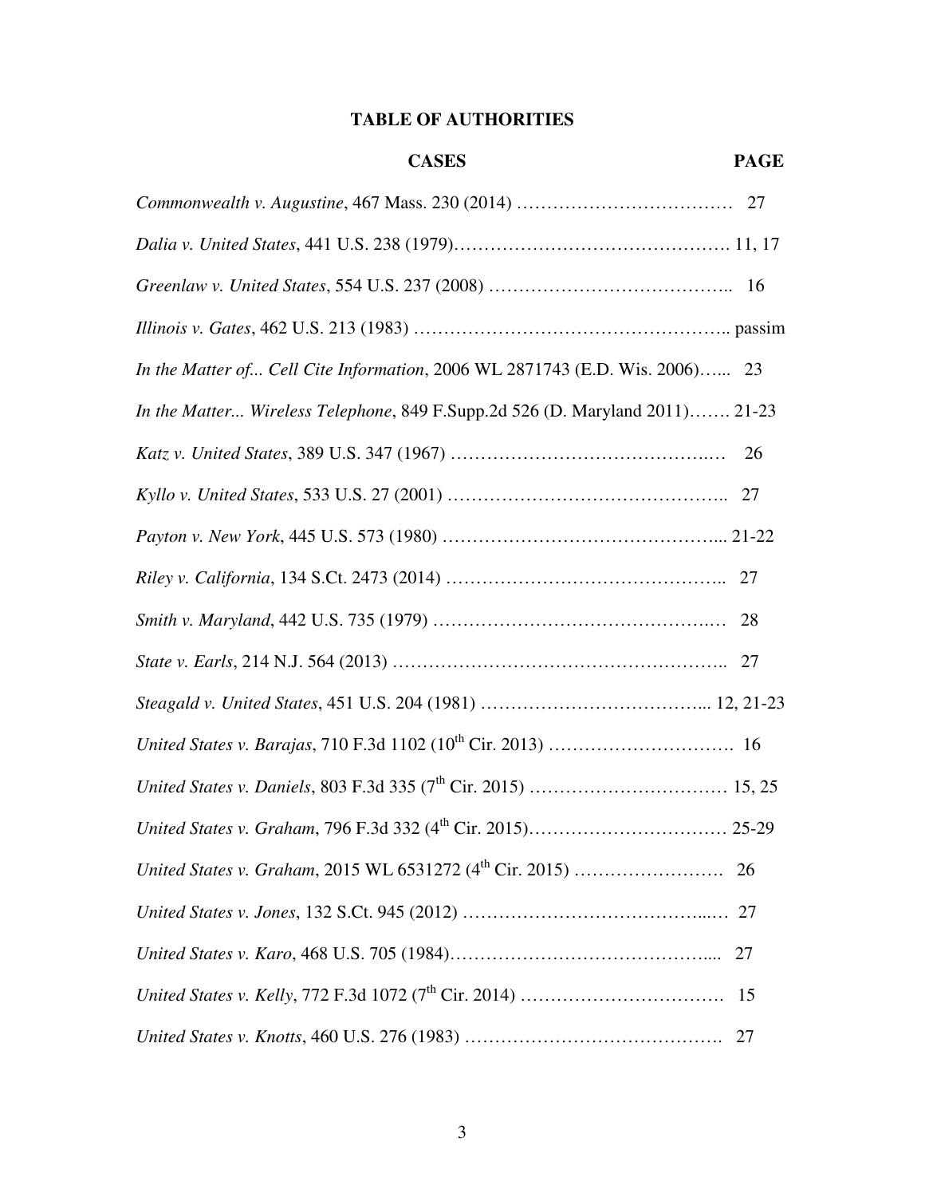## TABLE OF AUTHORITIES

| CASES | PAGE |
|---|---|
| *Commonwealth v. Augustine*, 467 Mass. 230 (2014) | 27 |
| *Dalia v. United States*, 441 U.S. 238 (1979) | 11, 17 |
| *Greenlaw v. United States*, 554 U.S. 237 (2008) | 16 |
| *Illinois v. Gates*, 462 U.S. 213 (1983) | passim |
| *In the Matter of... Cell Cite Information*, 2006 WL 2871743 (E.D. Wis. 2006) | 23 |
| *In the Matter... Wireless Telephone*, 849 F.Supp.2d 526 (D. Maryland 2011) | 21-23 |
| *Katz v. United States*, 389 U.S. 347 (1967) | 26 |
| *Kyllo v. United States*, 533 U.S. 27 (2001) | 27 |
| *Payton v. New York*, 445 U.S. 573 (1980) | 21-22 |
| *Riley v. California*, 134 S.Ct. 2473 (2014) | 27 |
| *Smith v. Maryland*, 442 U.S. 735 (1979) | 28 |
| *State v. Earls*, 214 N.J. 564 (2013) | 27 |
| *Steagald v. United States*, 451 U.S. 204 (1981) | 12, 21-23 |
| *United States v. Barajas*, 710 F.3d 1102 (10th Cir. 2013) | 16 |
| *United States v. Daniels*, 803 F.3d 335 (7th Cir. 2015) | 15, 25 |
| *United States v. Graham*, 796 F.3d 332 (4th Cir. 2015) | 25-29 |
| *United States v. Graham*, 2015 WL 6531272 (4th Cir. 2015) | 26 |
| *United States v. Jones*, 132 S.Ct. 945 (2012) | 27 |
| *United States v. Karo*, 468 U.S. 705 (1984) | 27 |
| *United States v. Kelly*, 772 F.3d 1072 (7th Cir. 2014) | 15 |
| *United States v. Knotts*, 460 U.S. 276 (1983) | 27 |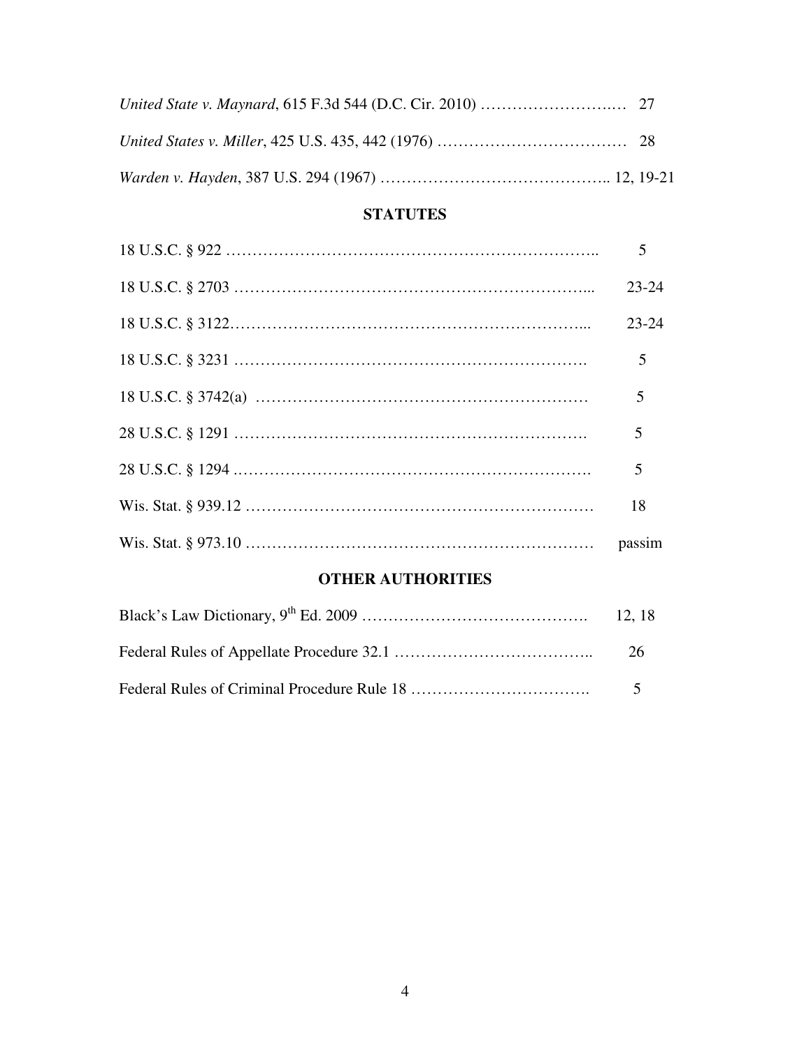*United State v. Maynard*, 615 F.3d 544 (D.C. Cir. 2010) ……………………..… 27

*United States v. Miller*, 425 U.S. 435, 442 (1976) ……………………………… 28

*Warden v. Hayden*, 387 U.S. 294 (1967) …………………………………….. 12, 19-21

## STATUTES

18 U.S.C. § 922 ………………………………………………………….. 5

18 U.S.C. § 2703 ……………………………………………………….... 23-24

18 U.S.C. § 3122……………………………………………………….... 23-24

18 U.S.C. § 3231 ………………………………………………………. 5

18 U.S.C. § 3742(a) ……………………………………………………. 5

28 U.S.C. § 1291 ………………………………………………………. 5

28 U.S.C. § 1294 ………………………………………………………. 5

Wis. Stat. § 939.12 ……………………………………………………… 18

Wis. Stat. § 973.10 ……………………………………………………… passim

## OTHER AUTHORITIES

Black's Law Dictionary, 9th Ed. 2009 ……………………………………. 12, 18

Federal Rules of Appellate Procedure 32.1 ……………………………….. 26

Federal Rules of Criminal Procedure Rule 18 ……………………………. 5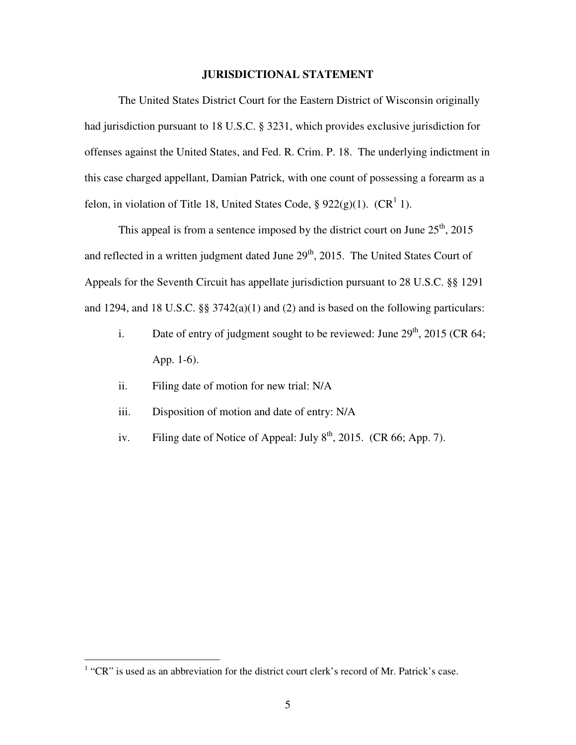## JURISDICTIONAL STATEMENT

The United States District Court for the Eastern District of Wisconsin originally had jurisdiction pursuant to 18 U.S.C. § 3231, which provides exclusive jurisdiction for offenses against the United States, and Fed. R. Crim. P. 18. The underlying indictment in this case charged appellant, Damian Patrick, with one count of possessing a forearm as a felon, in violation of Title 18, United States Code, § 922(g)(1). (CR[1] 1).

This appeal is from a sentence imposed by the district court on June 25th, 2015 and reflected in a written judgment dated June 29th, 2015. The United States Court of Appeals for the Seventh Circuit has appellate jurisdiction pursuant to 28 U.S.C. §§ 1291 and 1294, and 18 U.S.C. §§ 3742(a)(1) and (2) and is based on the following particulars:

i. Date of entry of judgment sought to be reviewed: June 29th, 2015 (CR 64; App. 1-6).

ii. Filing date of motion for new trial: N/A

iii. Disposition of motion and date of entry: N/A

iv. Filing date of Notice of Appeal: July 8th, 2015. (CR 66; App. 7).

---

[1] "CR" is used as an abbreviation for the district court clerk's record of Mr. Patrick's case.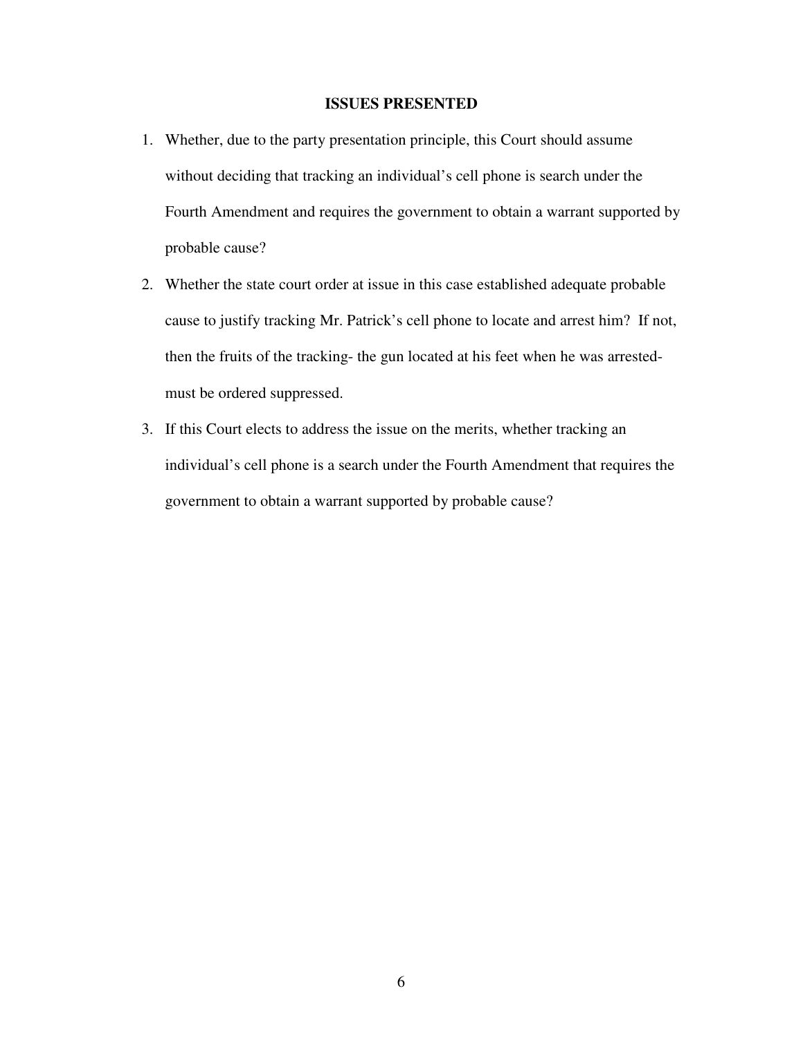## ISSUES PRESENTED

1. Whether, due to the party presentation principle, this Court should assume without deciding that tracking an individual's cell phone is search under the Fourth Amendment and requires the government to obtain a warrant supported by probable cause?
2. Whether the state court order at issue in this case established adequate probable cause to justify tracking Mr. Patrick's cell phone to locate and arrest him? If not, then the fruits of the tracking- the gun located at his feet when he was arrested- must be ordered suppressed.
3. If this Court elects to address the issue on the merits, whether tracking an individual's cell phone is a search under the Fourth Amendment that requires the government to obtain a warrant supported by probable cause?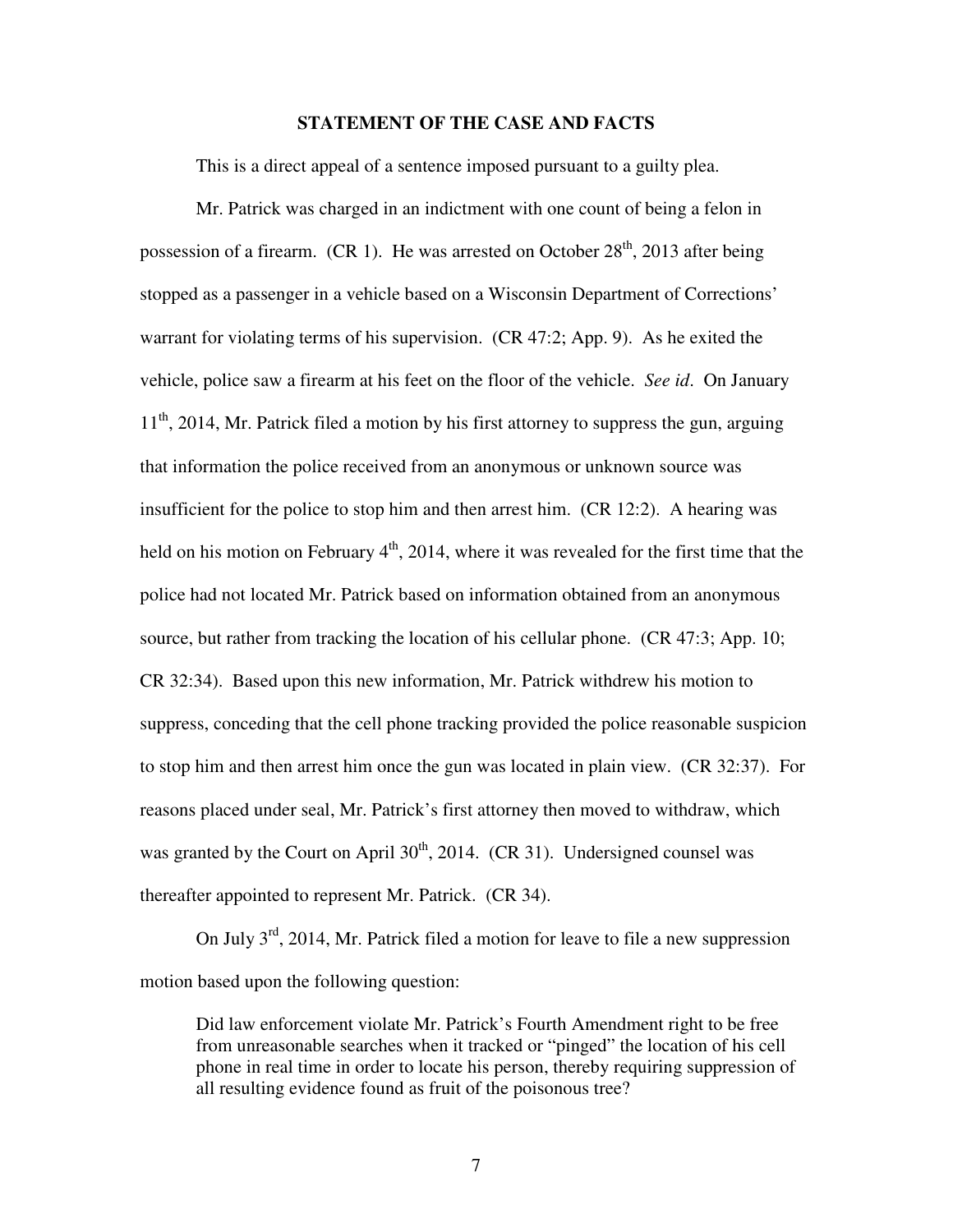## STATEMENT OF THE CASE AND FACTS

This is a direct appeal of a sentence imposed pursuant to a guilty plea.

Mr. Patrick was charged in an indictment with one count of being a felon in possession of a firearm. (CR 1). He was arrested on October 28th, 2013 after being stopped as a passenger in a vehicle based on a Wisconsin Department of Corrections' warrant for violating terms of his supervision. (CR 47:2; App. 9). As he exited the vehicle, police saw a firearm at his feet on the floor of the vehicle. *See id*. On January 11th, 2014, Mr. Patrick filed a motion by his first attorney to suppress the gun, arguing that information the police received from an anonymous or unknown source was insufficient for the police to stop him and then arrest him. (CR 12:2). A hearing was held on his motion on February 4th, 2014, where it was revealed for the first time that the police had not located Mr. Patrick based on information obtained from an anonymous source, but rather from tracking the location of his cellular phone. (CR 47:3; App. 10; CR 32:34). Based upon this new information, Mr. Patrick withdrew his motion to suppress, conceding that the cell phone tracking provided the police reasonable suspicion to stop him and then arrest him once the gun was located in plain view. (CR 32:37). For reasons placed under seal, Mr. Patrick's first attorney then moved to withdraw, which was granted by the Court on April 30th, 2014. (CR 31). Undersigned counsel was thereafter appointed to represent Mr. Patrick. (CR 34).

On July 3rd, 2014, Mr. Patrick filed a motion for leave to file a new suppression motion based upon the following question:

> Did law enforcement violate Mr. Patrick's Fourth Amendment right to be free from unreasonable searches when it tracked or "pinged" the location of his cell phone in real time in order to locate his person, thereby requiring suppression of all resulting evidence found as fruit of the poisonous tree?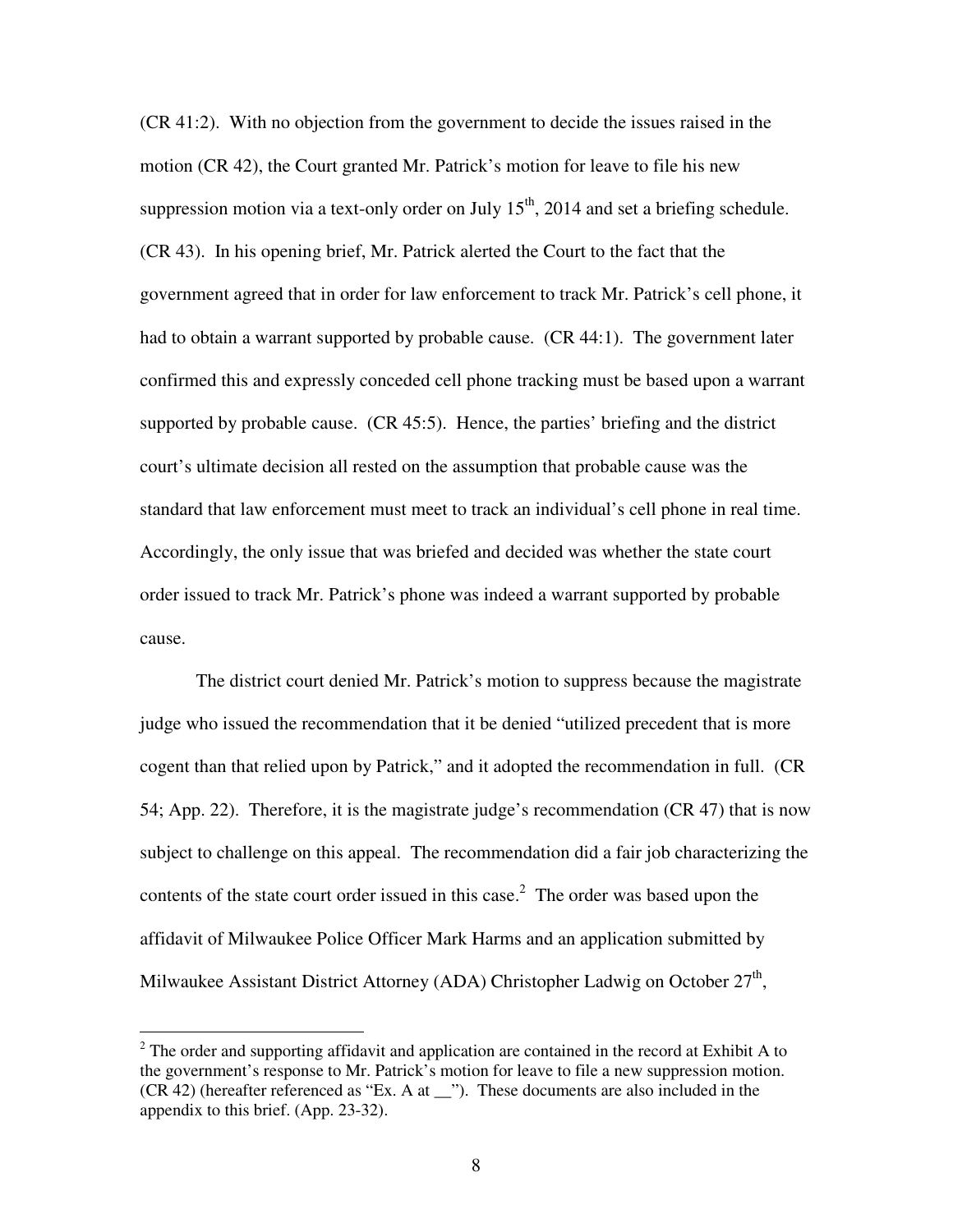(CR 41:2). With no objection from the government to decide the issues raised in the motion (CR 42), the Court granted Mr. Patrick's motion for leave to file his new suppression motion via a text-only order on July 15th, 2014 and set a briefing schedule. (CR 43). In his opening brief, Mr. Patrick alerted the Court to the fact that the government agreed that in order for law enforcement to track Mr. Patrick's cell phone, it had to obtain a warrant supported by probable cause. (CR 44:1). The government later confirmed this and expressly conceded cell phone tracking must be based upon a warrant supported by probable cause. (CR 45:5). Hence, the parties' briefing and the district court's ultimate decision all rested on the assumption that probable cause was the standard that law enforcement must meet to track an individual's cell phone in real time. Accordingly, the only issue that was briefed and decided was whether the state court order issued to track Mr. Patrick's phone was indeed a warrant supported by probable cause.

The district court denied Mr. Patrick's motion to suppress because the magistrate judge who issued the recommendation that it be denied "utilized precedent that is more cogent than that relied upon by Patrick," and it adopted the recommendation in full. (CR 54; App. 22). Therefore, it is the magistrate judge's recommendation (CR 47) that is now subject to challenge on this appeal. The recommendation did a fair job characterizing the contents of the state court order issued in this case.[2] The order was based upon the affidavit of Milwaukee Police Officer Mark Harms and an application submitted by Milwaukee Assistant District Attorney (ADA) Christopher Ladwig on October 27th,

[2] The order and supporting affidavit and application are contained in the record at Exhibit A to the government's response to Mr. Patrick's motion for leave to file a new suppression motion. (CR 42) (hereafter referenced as "Ex. A at __"). These documents are also included in the appendix to this brief. (App. 23-32).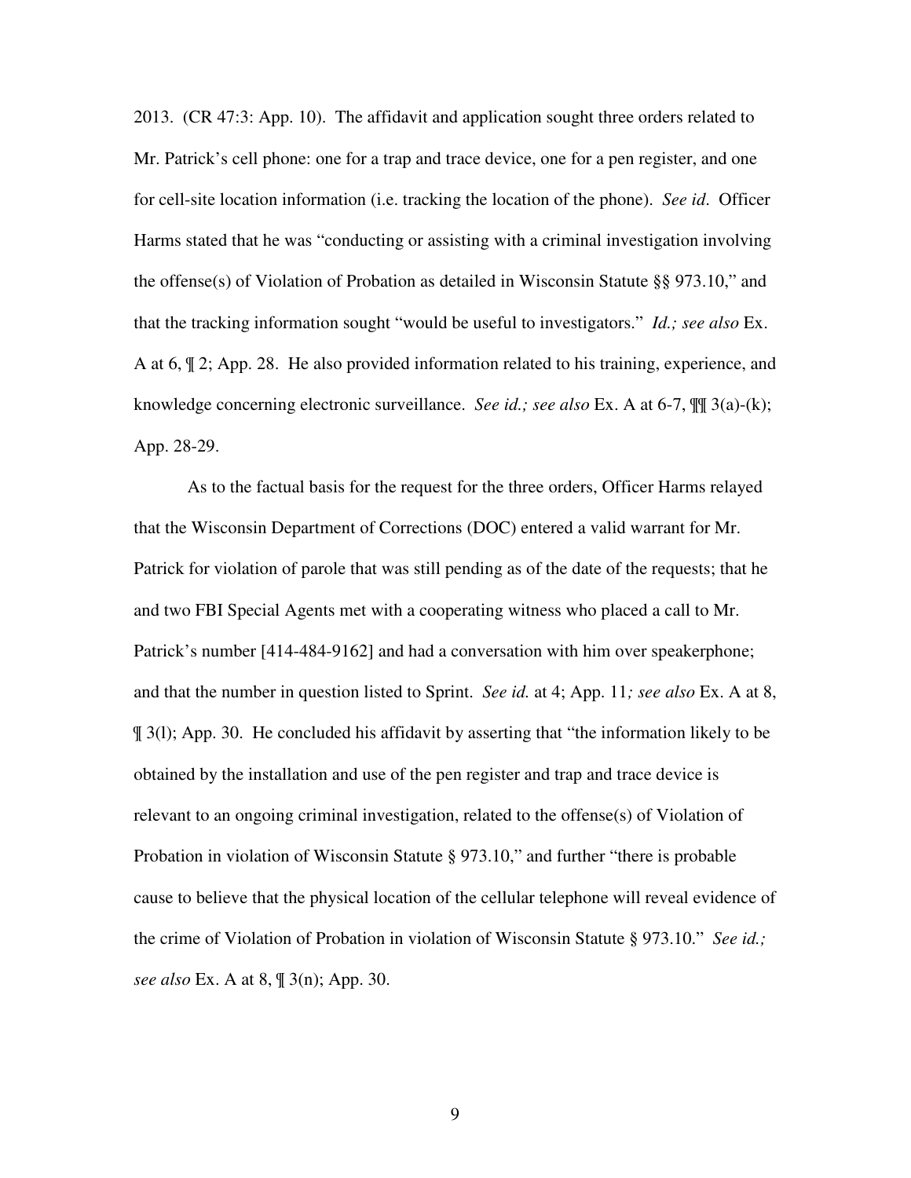2013. (CR 47:3: App. 10). The affidavit and application sought three orders related to Mr. Patrick's cell phone: one for a trap and trace device, one for a pen register, and one for cell-site location information (i.e. tracking the location of the phone). *See id*. Officer Harms stated that he was "conducting or assisting with a criminal investigation involving the offense(s) of Violation of Probation as detailed in Wisconsin Statute §§ 973.10," and that the tracking information sought "would be useful to investigators." *Id.; see also* Ex. A at 6, ¶ 2; App. 28. He also provided information related to his training, experience, and knowledge concerning electronic surveillance. *See id.; see also* Ex. A at 6-7, ¶¶ 3(a)-(k); App. 28-29.

As to the factual basis for the request for the three orders, Officer Harms relayed that the Wisconsin Department of Corrections (DOC) entered a valid warrant for Mr. Patrick for violation of parole that was still pending as of the date of the requests; that he and two FBI Special Agents met with a cooperating witness who placed a call to Mr. Patrick's number [414-484-9162] and had a conversation with him over speakerphone; and that the number in question listed to Sprint. *See id.* at 4; App. 11*; see also* Ex. A at 8, ¶ 3(l); App. 30. He concluded his affidavit by asserting that "the information likely to be obtained by the installation and use of the pen register and trap and trace device is relevant to an ongoing criminal investigation, related to the offense(s) of Violation of Probation in violation of Wisconsin Statute § 973.10," and further "there is probable cause to believe that the physical location of the cellular telephone will reveal evidence of the crime of Violation of Probation in violation of Wisconsin Statute § 973.10." *See id.; see also* Ex. A at 8, ¶ 3(n); App. 30.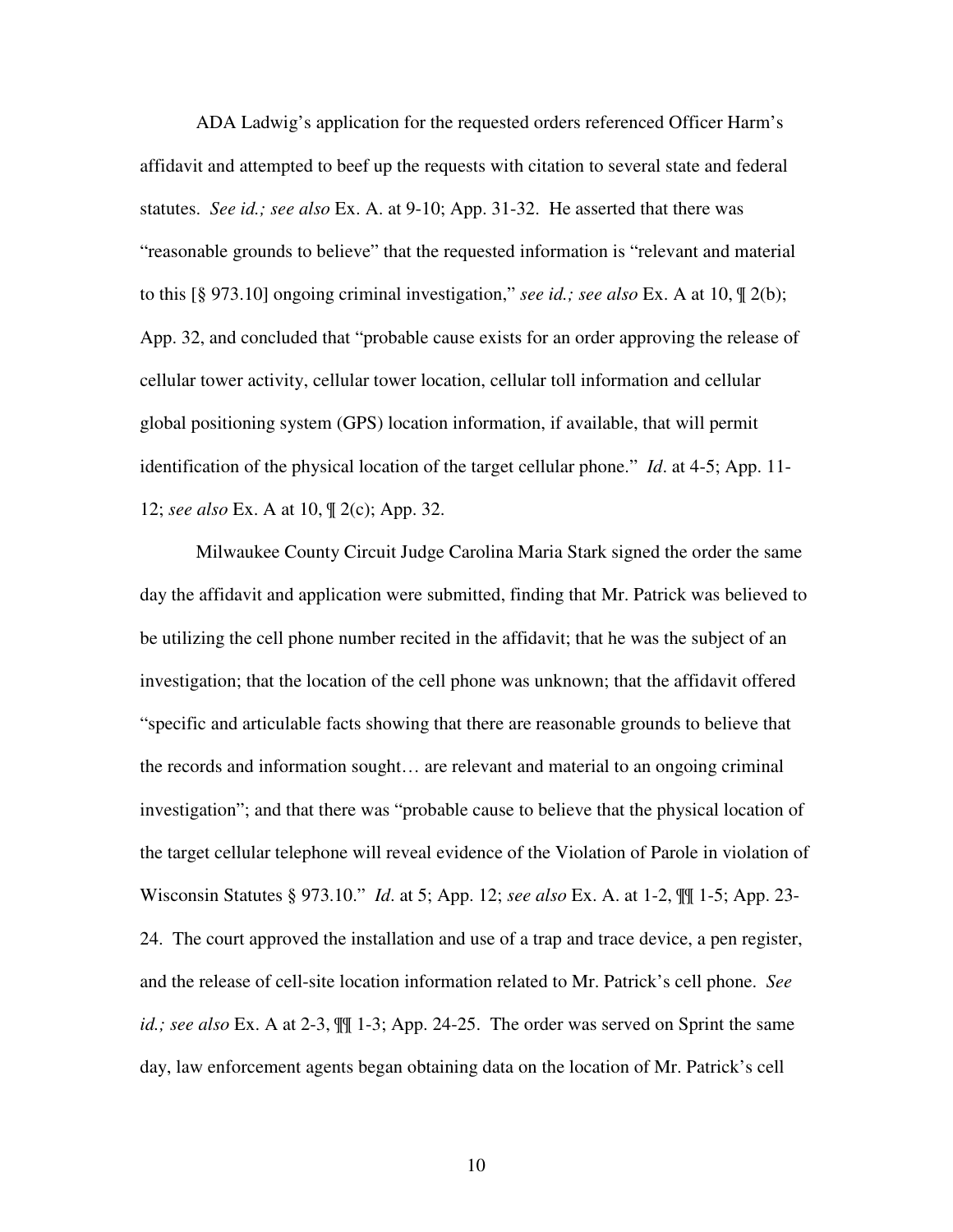ADA Ladwig's application for the requested orders referenced Officer Harm's affidavit and attempted to beef up the requests with citation to several state and federal statutes. *See id.; see also* Ex. A. at 9-10; App. 31-32. He asserted that there was "reasonable grounds to believe" that the requested information is "relevant and material to this [§ 973.10] ongoing criminal investigation," *see id.; see also* Ex. A at 10, ¶ 2(b); App. 32, and concluded that "probable cause exists for an order approving the release of cellular tower activity, cellular tower location, cellular toll information and cellular global positioning system (GPS) location information, if available, that will permit identification of the physical location of the target cellular phone." *Id*. at 4-5; App. 11-12; *see also* Ex. A at 10, ¶ 2(c); App. 32.

Milwaukee County Circuit Judge Carolina Maria Stark signed the order the same day the affidavit and application were submitted, finding that Mr. Patrick was believed to be utilizing the cell phone number recited in the affidavit; that he was the subject of an investigation; that the location of the cell phone was unknown; that the affidavit offered "specific and articulable facts showing that there are reasonable grounds to believe that the records and information sought… are relevant and material to an ongoing criminal investigation"; and that there was "probable cause to believe that the physical location of the target cellular telephone will reveal evidence of the Violation of Parole in violation of Wisconsin Statutes § 973.10." *Id*. at 5; App. 12; *see also* Ex. A. at 1-2, ¶¶ 1-5; App. 23-24. The court approved the installation and use of a trap and trace device, a pen register, and the release of cell-site location information related to Mr. Patrick's cell phone. *See id.; see also* Ex. A at 2-3, ¶¶ 1-3; App. 24-25. The order was served on Sprint the same day, law enforcement agents began obtaining data on the location of Mr. Patrick's cell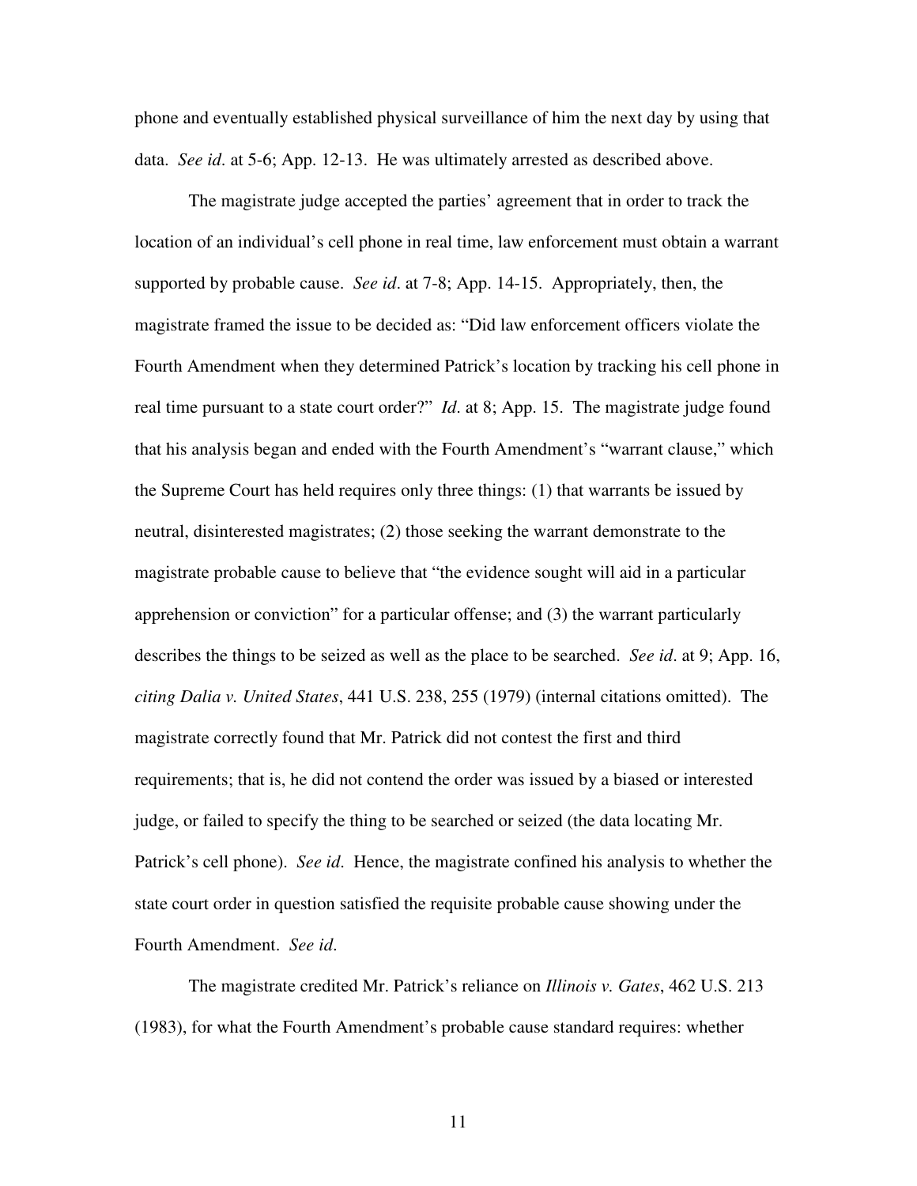phone and eventually established physical surveillance of him the next day by using that data. *See id*. at 5-6; App. 12-13. He was ultimately arrested as described above.

The magistrate judge accepted the parties' agreement that in order to track the location of an individual's cell phone in real time, law enforcement must obtain a warrant supported by probable cause. *See id*. at 7-8; App. 14-15. Appropriately, then, the magistrate framed the issue to be decided as: "Did law enforcement officers violate the Fourth Amendment when they determined Patrick's location by tracking his cell phone in real time pursuant to a state court order?" *Id*. at 8; App. 15. The magistrate judge found that his analysis began and ended with the Fourth Amendment's "warrant clause," which the Supreme Court has held requires only three things: (1) that warrants be issued by neutral, disinterested magistrates; (2) those seeking the warrant demonstrate to the magistrate probable cause to believe that "the evidence sought will aid in a particular apprehension or conviction" for a particular offense; and (3) the warrant particularly describes the things to be seized as well as the place to be searched. *See id*. at 9; App. 16, *citing Dalia v. United States*, 441 U.S. 238, 255 (1979) (internal citations omitted). The magistrate correctly found that Mr. Patrick did not contest the first and third requirements; that is, he did not contend the order was issued by a biased or interested judge, or failed to specify the thing to be searched or seized (the data locating Mr. Patrick's cell phone). *See id.* Hence, the magistrate confined his analysis to whether the state court order in question satisfied the requisite probable cause showing under the Fourth Amendment. *See id.*

The magistrate credited Mr. Patrick's reliance on *Illinois v. Gates*, 462 U.S. 213 (1983), for what the Fourth Amendment's probable cause standard requires: whether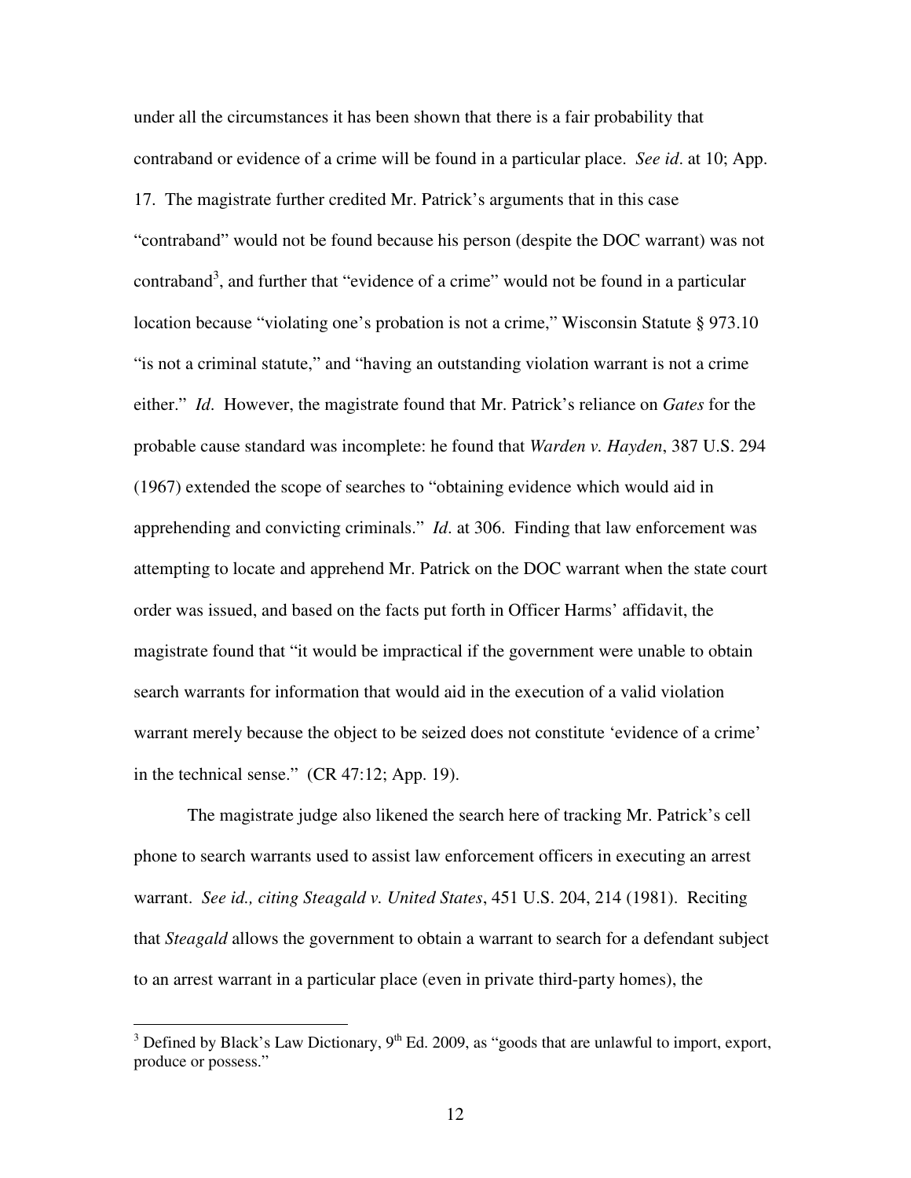under all the circumstances it has been shown that there is a fair probability that contraband or evidence of a crime will be found in a particular place. *See id*. at 10; App. 17. The magistrate further credited Mr. Patrick's arguments that in this case "contraband" would not be found because his person (despite the DOC warrant) was not contraband[3], and further that "evidence of a crime" would not be found in a particular location because "violating one's probation is not a crime," Wisconsin Statute § 973.10 "is not a criminal statute," and "having an outstanding violation warrant is not a crime either." *Id*. However, the magistrate found that Mr. Patrick's reliance on *Gates* for the probable cause standard was incomplete: he found that *Warden v. Hayden*, 387 U.S. 294 (1967) extended the scope of searches to "obtaining evidence which would aid in apprehending and convicting criminals." *Id*. at 306. Finding that law enforcement was attempting to locate and apprehend Mr. Patrick on the DOC warrant when the state court order was issued, and based on the facts put forth in Officer Harms' affidavit, the magistrate found that "it would be impractical if the government were unable to obtain search warrants for information that would aid in the execution of a valid violation warrant merely because the object to be seized does not constitute 'evidence of a crime' in the technical sense." (CR 47:12; App. 19).

The magistrate judge also likened the search here of tracking Mr. Patrick's cell phone to search warrants used to assist law enforcement officers in executing an arrest warrant. *See id., citing Steagald v. United States*, 451 U.S. 204, 214 (1981). Reciting that *Steagald* allows the government to obtain a warrant to search for a defendant subject to an arrest warrant in a particular place (even in private third-party homes), the

[3] Defined by Black's Law Dictionary, 9th Ed. 2009, as "goods that are unlawful to import, export, produce or possess."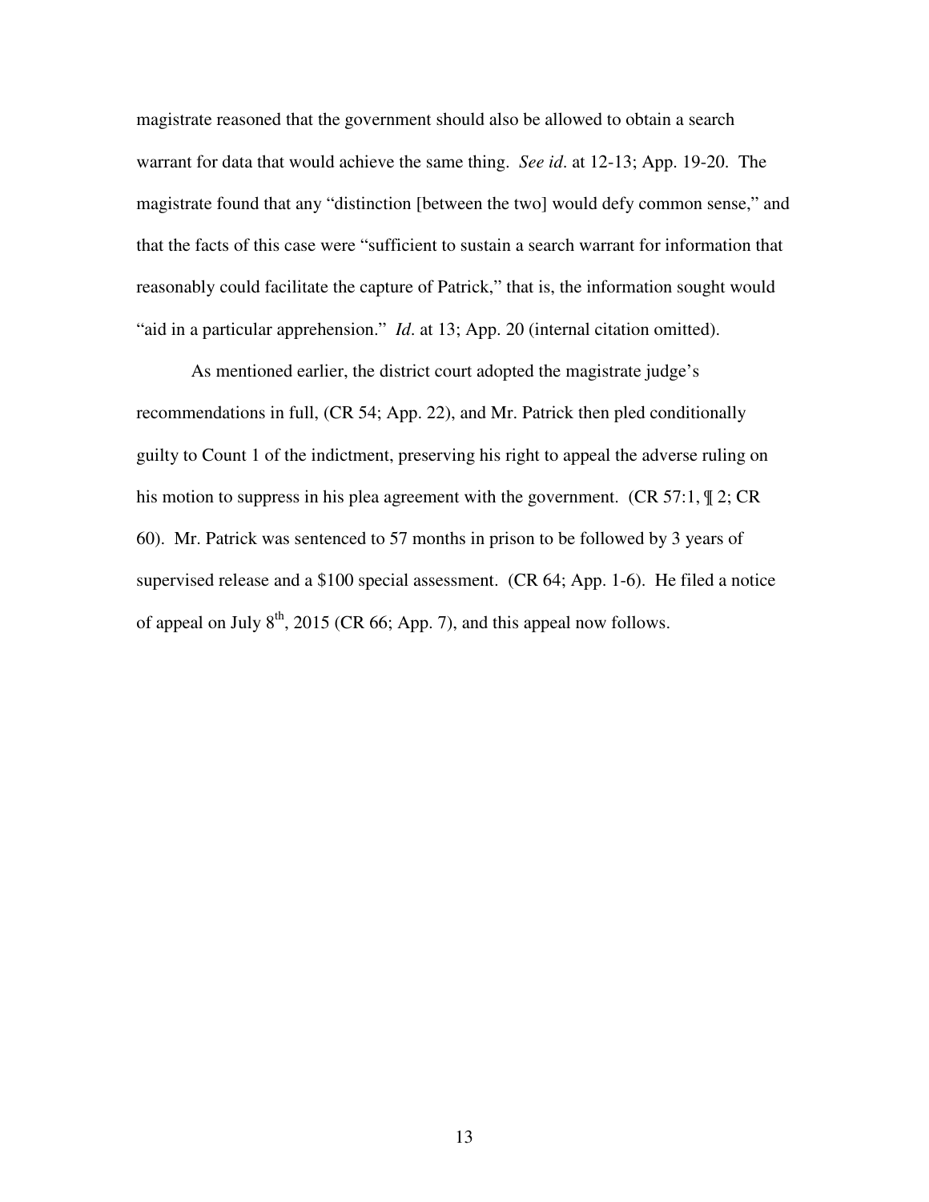magistrate reasoned that the government should also be allowed to obtain a search warrant for data that would achieve the same thing. *See id*. at 12-13; App. 19-20. The magistrate found that any "distinction [between the two] would defy common sense," and that the facts of this case were "sufficient to sustain a search warrant for information that reasonably could facilitate the capture of Patrick," that is, the information sought would "aid in a particular apprehension." *Id*. at 13; App. 20 (internal citation omitted).

As mentioned earlier, the district court adopted the magistrate judge's recommendations in full, (CR 54; App. 22), and Mr. Patrick then pled conditionally guilty to Count 1 of the indictment, preserving his right to appeal the adverse ruling on his motion to suppress in his plea agreement with the government. (CR 57:1, ¶ 2; CR 60). Mr. Patrick was sentenced to 57 months in prison to be followed by 3 years of supervised release and a $100 special assessment. (CR 64; App. 1-6). He filed a notice of appeal on July 8th, 2015 (CR 66; App. 7), and this appeal now follows.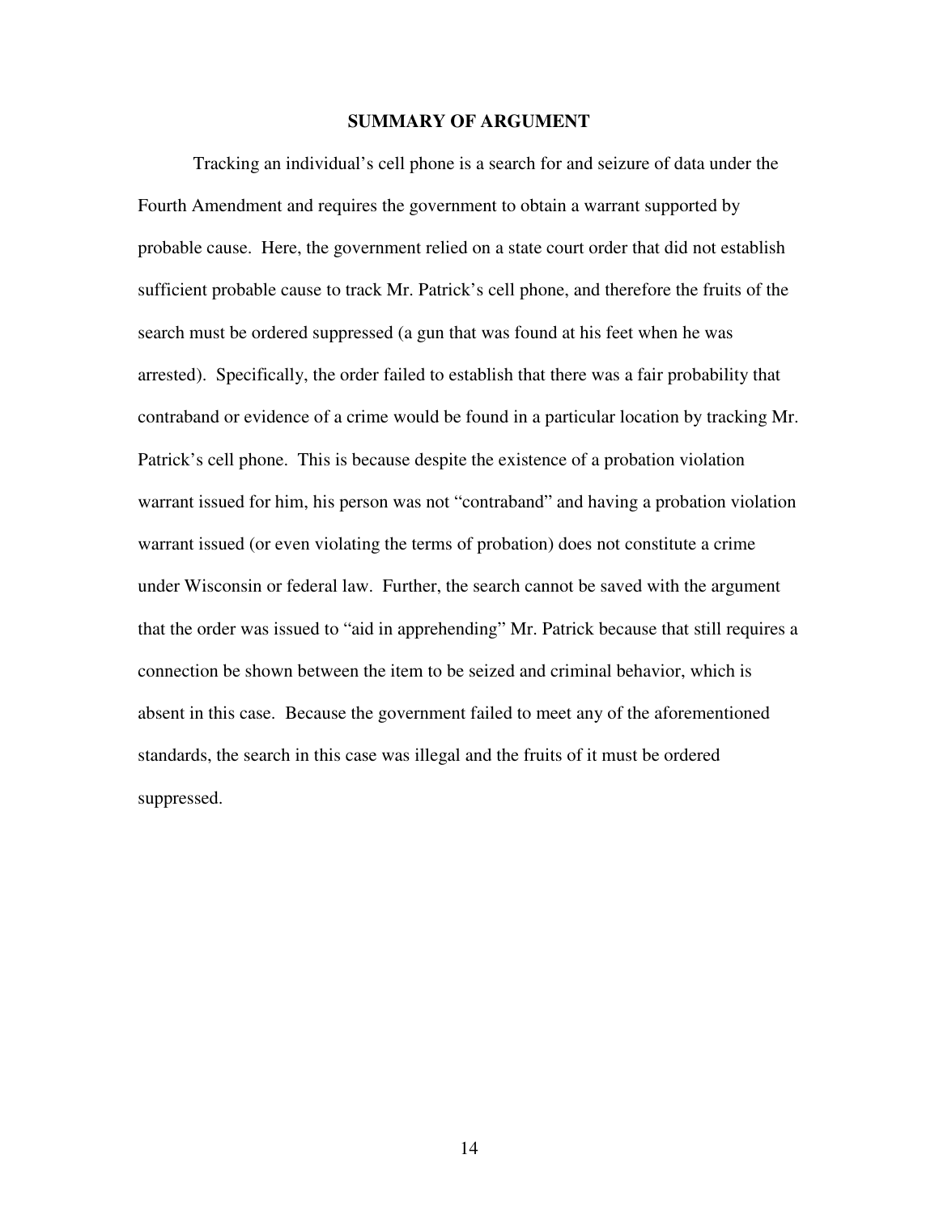## SUMMARY OF ARGUMENT

Tracking an individual's cell phone is a search for and seizure of data under the Fourth Amendment and requires the government to obtain a warrant supported by probable cause. Here, the government relied on a state court order that did not establish sufficient probable cause to track Mr. Patrick's cell phone, and therefore the fruits of the search must be ordered suppressed (a gun that was found at his feet when he was arrested). Specifically, the order failed to establish that there was a fair probability that contraband or evidence of a crime would be found in a particular location by tracking Mr. Patrick's cell phone. This is because despite the existence of a probation violation warrant issued for him, his person was not "contraband" and having a probation violation warrant issued (or even violating the terms of probation) does not constitute a crime under Wisconsin or federal law. Further, the search cannot be saved with the argument that the order was issued to "aid in apprehending" Mr. Patrick because that still requires a connection be shown between the item to be seized and criminal behavior, which is absent in this case. Because the government failed to meet any of the aforementioned standards, the search in this case was illegal and the fruits of it must be ordered suppressed.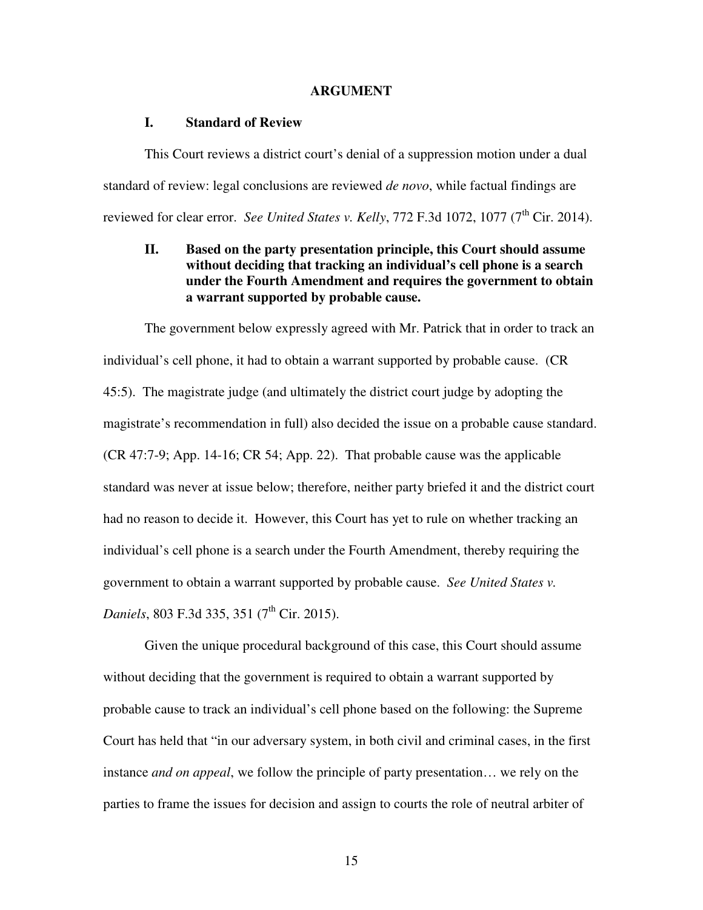## ARGUMENT

### I. Standard of Review

This Court reviews a district court's denial of a suppression motion under a dual standard of review: legal conclusions are reviewed *de novo*, while factual findings are reviewed for clear error. *See United States v. Kelly*, 772 F.3d 1072, 1077 (7th Cir. 2014).

### II. Based on the party presentation principle, this Court should assume without deciding that tracking an individual's cell phone is a search under the Fourth Amendment and requires the government to obtain a warrant supported by probable cause.

The government below expressly agreed with Mr. Patrick that in order to track an individual's cell phone, it had to obtain a warrant supported by probable cause. (CR 45:5). The magistrate judge (and ultimately the district court judge by adopting the magistrate's recommendation in full) also decided the issue on a probable cause standard. (CR 47:7-9; App. 14-16; CR 54; App. 22). That probable cause was the applicable standard was never at issue below; therefore, neither party briefed it and the district court had no reason to decide it. However, this Court has yet to rule on whether tracking an individual's cell phone is a search under the Fourth Amendment, thereby requiring the government to obtain a warrant supported by probable cause. *See United States v. Daniels*, 803 F.3d 335, 351 (7th Cir. 2015).

Given the unique procedural background of this case, this Court should assume without deciding that the government is required to obtain a warrant supported by probable cause to track an individual's cell phone based on the following: the Supreme Court has held that "in our adversary system, in both civil and criminal cases, in the first instance *and on appeal*, we follow the principle of party presentation… we rely on the parties to frame the issues for decision and assign to courts the role of neutral arbiter of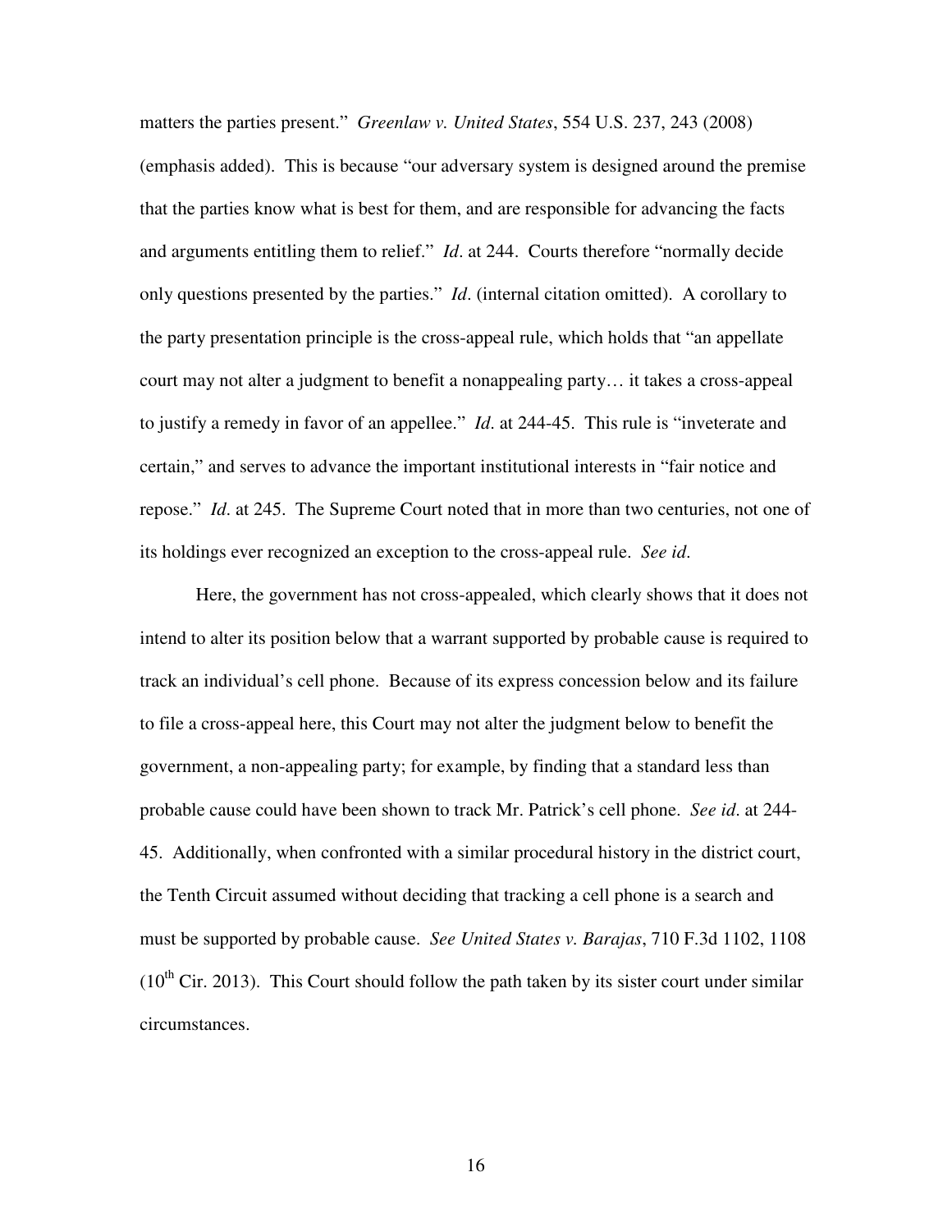matters the parties present." *Greenlaw v. United States*, 554 U.S. 237, 243 (2008) (emphasis added). This is because "our adversary system is designed around the premise that the parties know what is best for them, and are responsible for advancing the facts and arguments entitling them to relief." *Id*. at 244. Courts therefore "normally decide only questions presented by the parties." *Id*. (internal citation omitted). A corollary to the party presentation principle is the cross-appeal rule, which holds that "an appellate court may not alter a judgment to benefit a nonappealing party… it takes a cross-appeal to justify a remedy in favor of an appellee." *Id*. at 244-45. This rule is "inveterate and certain," and serves to advance the important institutional interests in "fair notice and repose." *Id*. at 245. The Supreme Court noted that in more than two centuries, not one of its holdings ever recognized an exception to the cross-appeal rule. *See id*.

Here, the government has not cross-appealed, which clearly shows that it does not intend to alter its position below that a warrant supported by probable cause is required to track an individual's cell phone. Because of its express concession below and its failure to file a cross-appeal here, this Court may not alter the judgment below to benefit the government, a non-appealing party; for example, by finding that a standard less than probable cause could have been shown to track Mr. Patrick's cell phone. *See id*. at 244-45. Additionally, when confronted with a similar procedural history in the district court, the Tenth Circuit assumed without deciding that tracking a cell phone is a search and must be supported by probable cause. *See United States v. Barajas*, 710 F.3d 1102, 1108 (10th Cir. 2013). This Court should follow the path taken by its sister court under similar circumstances.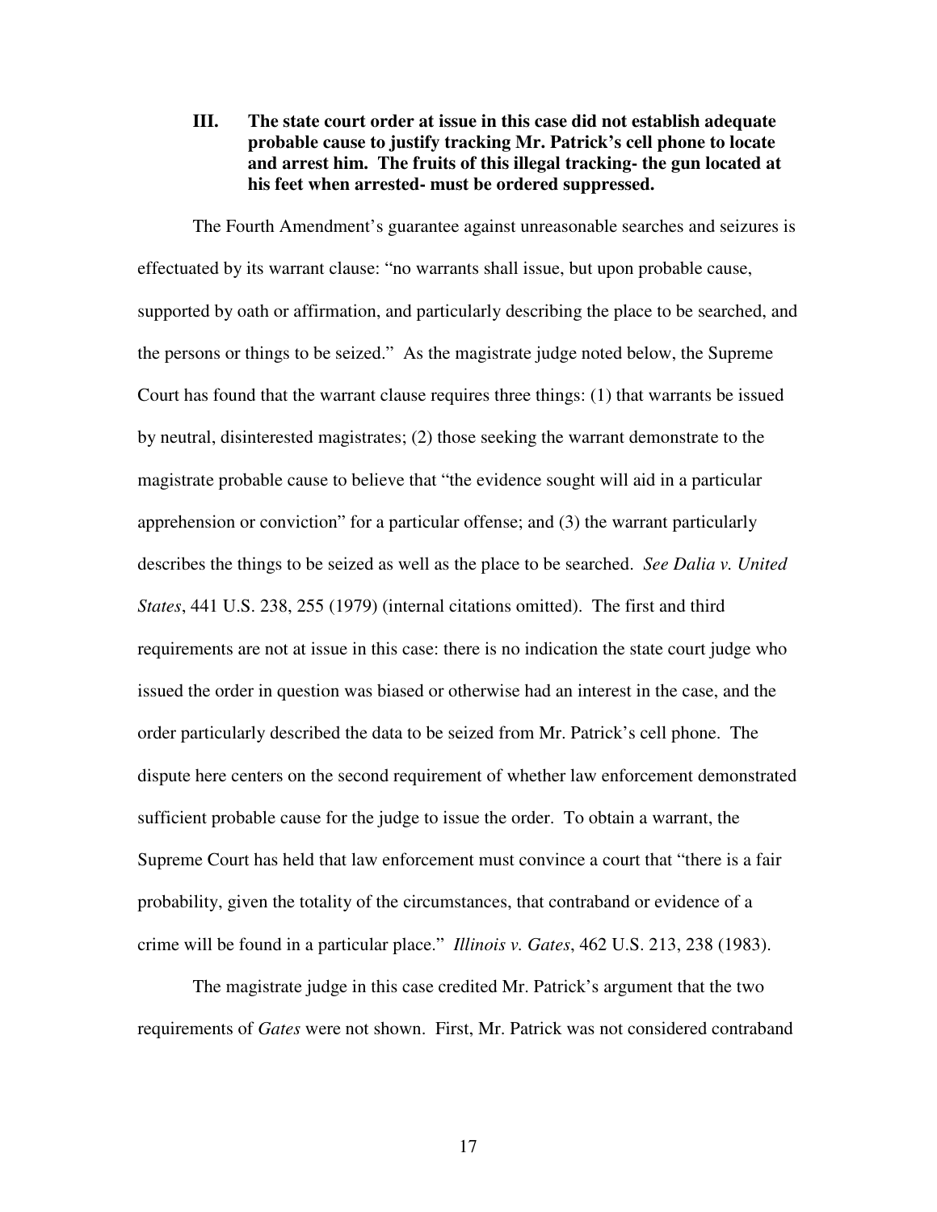### III. The state court order at issue in this case did not establish adequate probable cause to justify tracking Mr. Patrick's cell phone to locate and arrest him. The fruits of this illegal tracking- the gun located at his feet when arrested- must be ordered suppressed.

The Fourth Amendment's guarantee against unreasonable searches and seizures is effectuated by its warrant clause: "no warrants shall issue, but upon probable cause, supported by oath or affirmation, and particularly describing the place to be searched, and the persons or things to be seized." As the magistrate judge noted below, the Supreme Court has found that the warrant clause requires three things: (1) that warrants be issued by neutral, disinterested magistrates; (2) those seeking the warrant demonstrate to the magistrate probable cause to believe that "the evidence sought will aid in a particular apprehension or conviction" for a particular offense; and (3) the warrant particularly describes the things to be seized as well as the place to be searched. *See Dalia v. United States*, 441 U.S. 238, 255 (1979) (internal citations omitted). The first and third requirements are not at issue in this case: there is no indication the state court judge who issued the order in question was biased or otherwise had an interest in the case, and the order particularly described the data to be seized from Mr. Patrick's cell phone. The dispute here centers on the second requirement of whether law enforcement demonstrated sufficient probable cause for the judge to issue the order. To obtain a warrant, the Supreme Court has held that law enforcement must convince a court that "there is a fair probability, given the totality of the circumstances, that contraband or evidence of a crime will be found in a particular place." *Illinois v. Gates*, 462 U.S. 213, 238 (1983).

The magistrate judge in this case credited Mr. Patrick's argument that the two requirements of *Gates* were not shown. First, Mr. Patrick was not considered contraband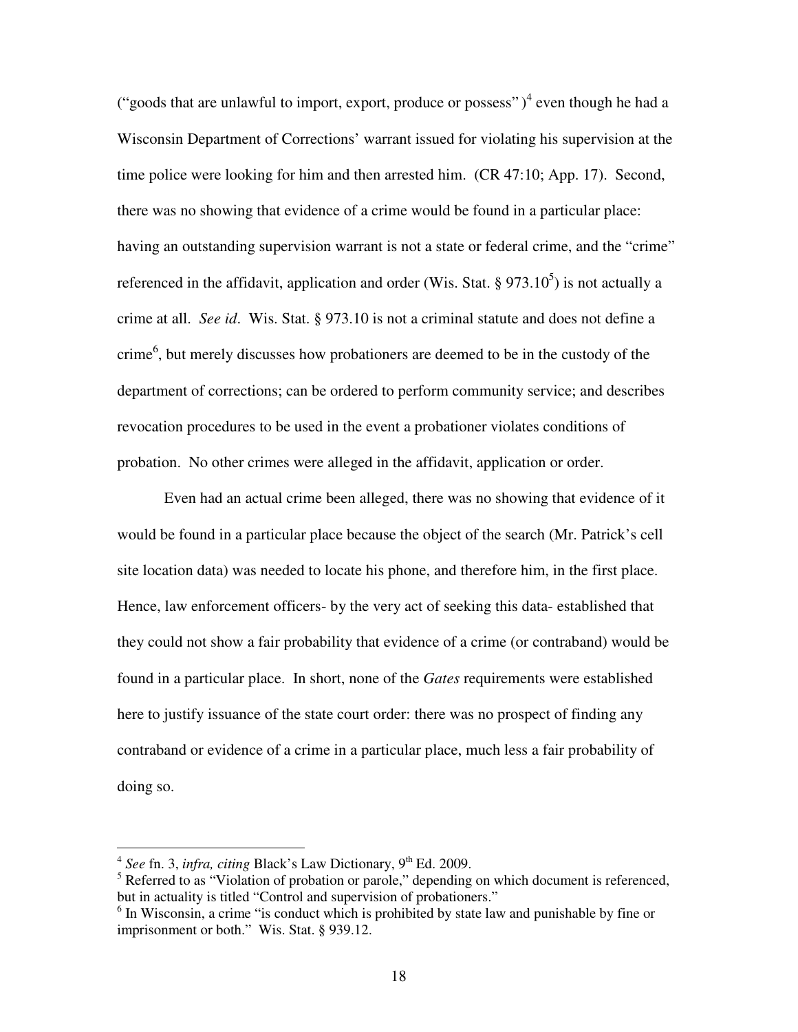("goods that are unlawful to import, export, produce or possess" )[4] even though he had a Wisconsin Department of Corrections' warrant issued for violating his supervision at the time police were looking for him and then arrested him. (CR 47:10; App. 17). Second, there was no showing that evidence of a crime would be found in a particular place: having an outstanding supervision warrant is not a state or federal crime, and the "crime" referenced in the affidavit, application and order (Wis. Stat. § 973.10[5]) is not actually a crime at all. *See id*. Wis. Stat. § 973.10 is not a criminal statute and does not define a crime[6], but merely discusses how probationers are deemed to be in the custody of the department of corrections; can be ordered to perform community service; and describes revocation procedures to be used in the event a probationer violates conditions of probation. No other crimes were alleged in the affidavit, application or order.

Even had an actual crime been alleged, there was no showing that evidence of it would be found in a particular place because the object of the search (Mr. Patrick's cell site location data) was needed to locate his phone, and therefore him, in the first place. Hence, law enforcement officers- by the very act of seeking this data- established that they could not show a fair probability that evidence of a crime (or contraband) would be found in a particular place. In short, none of the *Gates* requirements were established here to justify issuance of the state court order: there was no prospect of finding any contraband or evidence of a crime in a particular place, much less a fair probability of doing so.

---

[4] *See* fn. 3, *infra, citing* Black's Law Dictionary, 9th Ed. 2009.

[5] Referred to as "Violation of probation or parole," depending on which document is referenced, but in actuality is titled "Control and supervision of probationers."

[6] In Wisconsin, a crime "is conduct which is prohibited by state law and punishable by fine or imprisonment or both." Wis. Stat. § 939.12.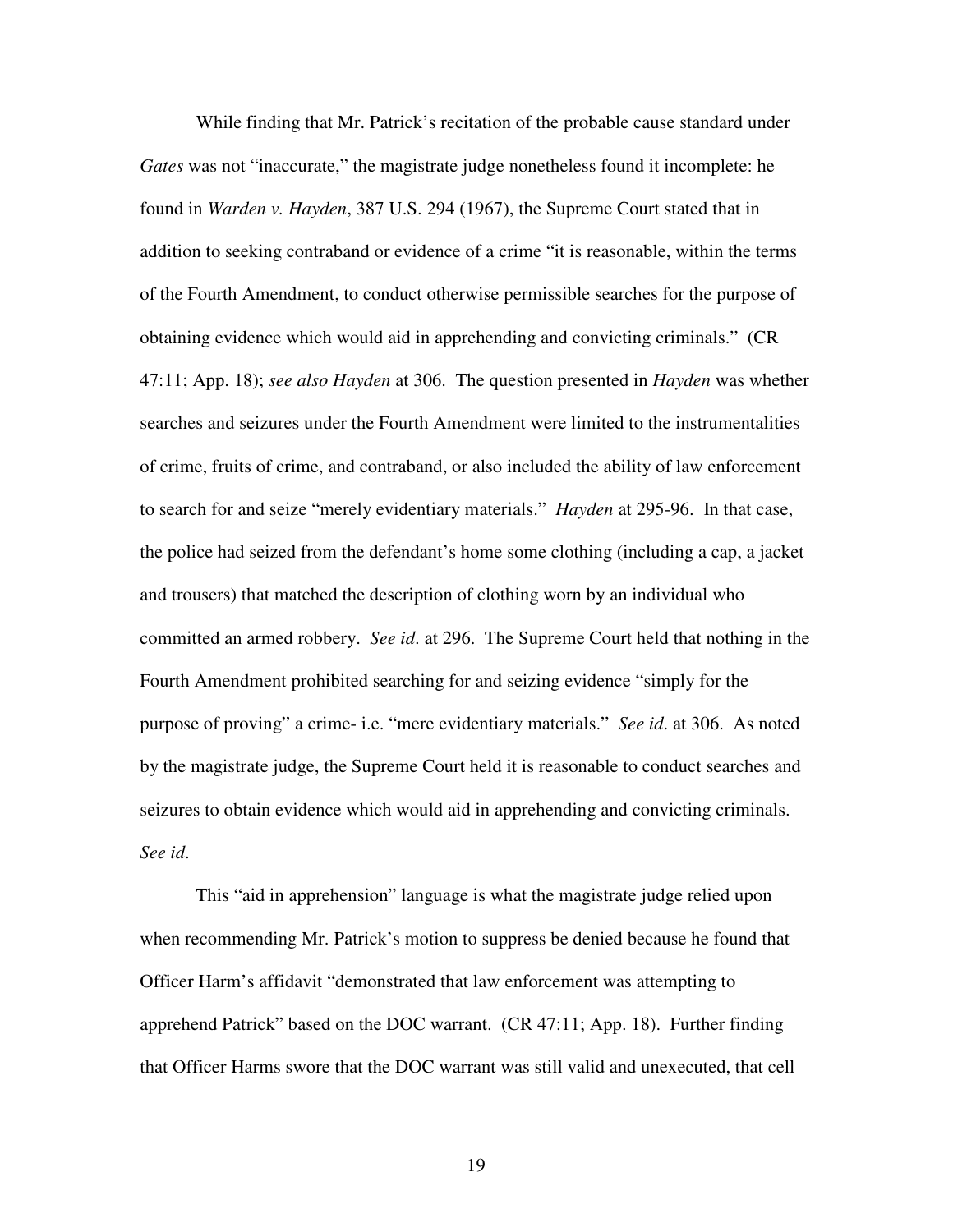While finding that Mr. Patrick's recitation of the probable cause standard under *Gates* was not "inaccurate," the magistrate judge nonetheless found it incomplete: he found in *Warden v. Hayden*, 387 U.S. 294 (1967), the Supreme Court stated that in addition to seeking contraband or evidence of a crime "it is reasonable, within the terms of the Fourth Amendment, to conduct otherwise permissible searches for the purpose of obtaining evidence which would aid in apprehending and convicting criminals." (CR 47:11; App. 18); *see also Hayden* at 306. The question presented in *Hayden* was whether searches and seizures under the Fourth Amendment were limited to the instrumentalities of crime, fruits of crime, and contraband, or also included the ability of law enforcement to search for and seize "merely evidentiary materials." *Hayden* at 295-96. In that case, the police had seized from the defendant's home some clothing (including a cap, a jacket and trousers) that matched the description of clothing worn by an individual who committed an armed robbery. *See id*. at 296. The Supreme Court held that nothing in the Fourth Amendment prohibited searching for and seizing evidence "simply for the purpose of proving" a crime- i.e. "mere evidentiary materials." *See id*. at 306. As noted by the magistrate judge, the Supreme Court held it is reasonable to conduct searches and seizures to obtain evidence which would aid in apprehending and convicting criminals. *See id*.

This "aid in apprehension" language is what the magistrate judge relied upon when recommending Mr. Patrick's motion to suppress be denied because he found that Officer Harm's affidavit "demonstrated that law enforcement was attempting to apprehend Patrick" based on the DOC warrant. (CR 47:11; App. 18). Further finding that Officer Harms swore that the DOC warrant was still valid and unexecuted, that cell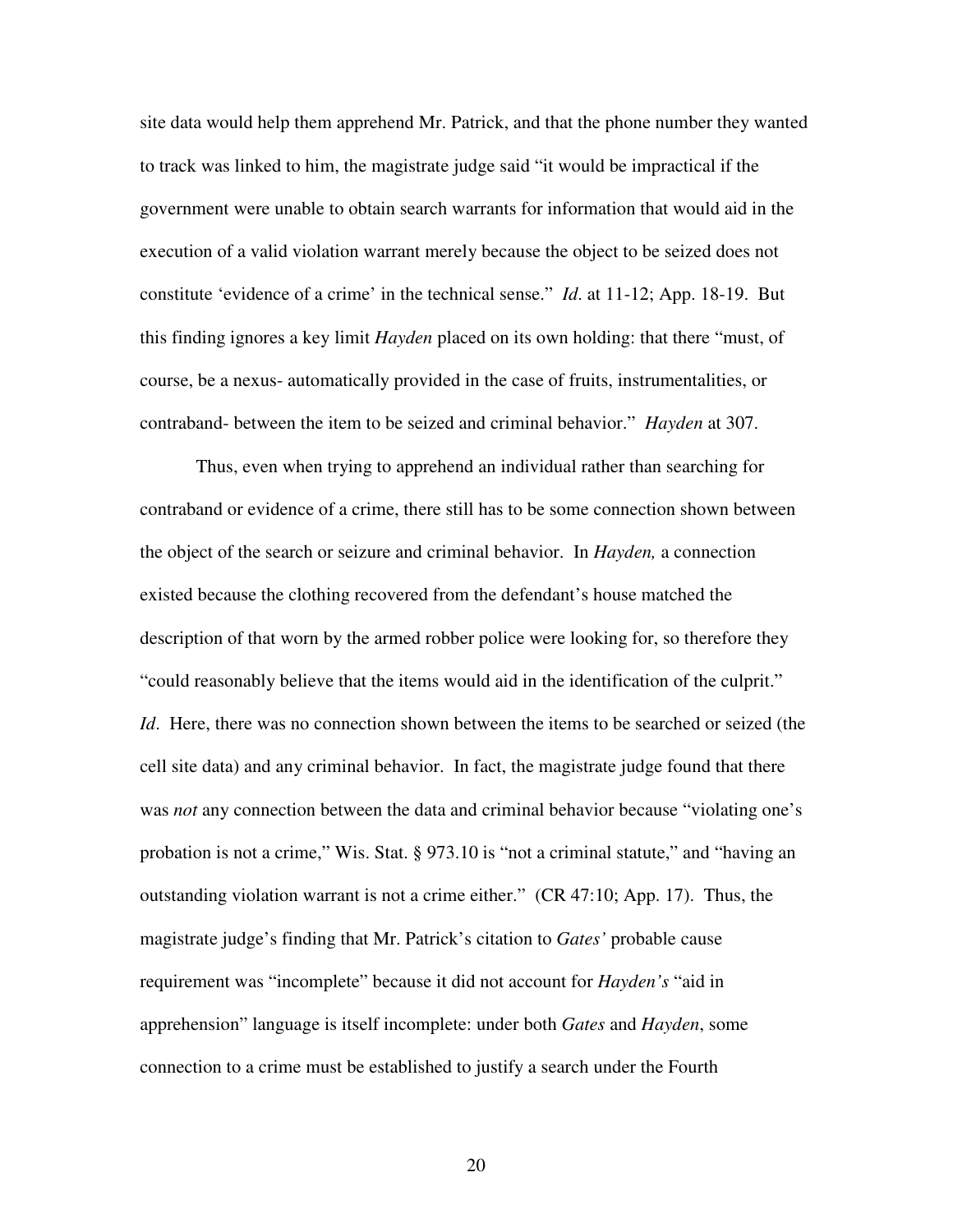site data would help them apprehend Mr. Patrick, and that the phone number they wanted to track was linked to him, the magistrate judge said "it would be impractical if the government were unable to obtain search warrants for information that would aid in the execution of a valid violation warrant merely because the object to be seized does not constitute 'evidence of a crime' in the technical sense." *Id*. at 11-12; App. 18-19. But this finding ignores a key limit *Hayden* placed on its own holding: that there "must, of course, be a nexus- automatically provided in the case of fruits, instrumentalities, or contraband- between the item to be seized and criminal behavior." *Hayden* at 307.

Thus, even when trying to apprehend an individual rather than searching for contraband or evidence of a crime, there still has to be some connection shown between the object of the search or seizure and criminal behavior. In *Hayden,* a connection existed because the clothing recovered from the defendant's house matched the description of that worn by the armed robber police were looking for, so therefore they "could reasonably believe that the items would aid in the identification of the culprit." *Id*. Here, there was no connection shown between the items to be searched or seized (the cell site data) and any criminal behavior. In fact, the magistrate judge found that there was *not* any connection between the data and criminal behavior because "violating one's probation is not a crime," Wis. Stat. § 973.10 is "not a criminal statute," and "having an outstanding violation warrant is not a crime either." (CR 47:10; App. 17). Thus, the magistrate judge's finding that Mr. Patrick's citation to *Gates'* probable cause requirement was "incomplete" because it did not account for *Hayden's* "aid in apprehension" language is itself incomplete: under both *Gates* and *Hayden*, some connection to a crime must be established to justify a search under the Fourth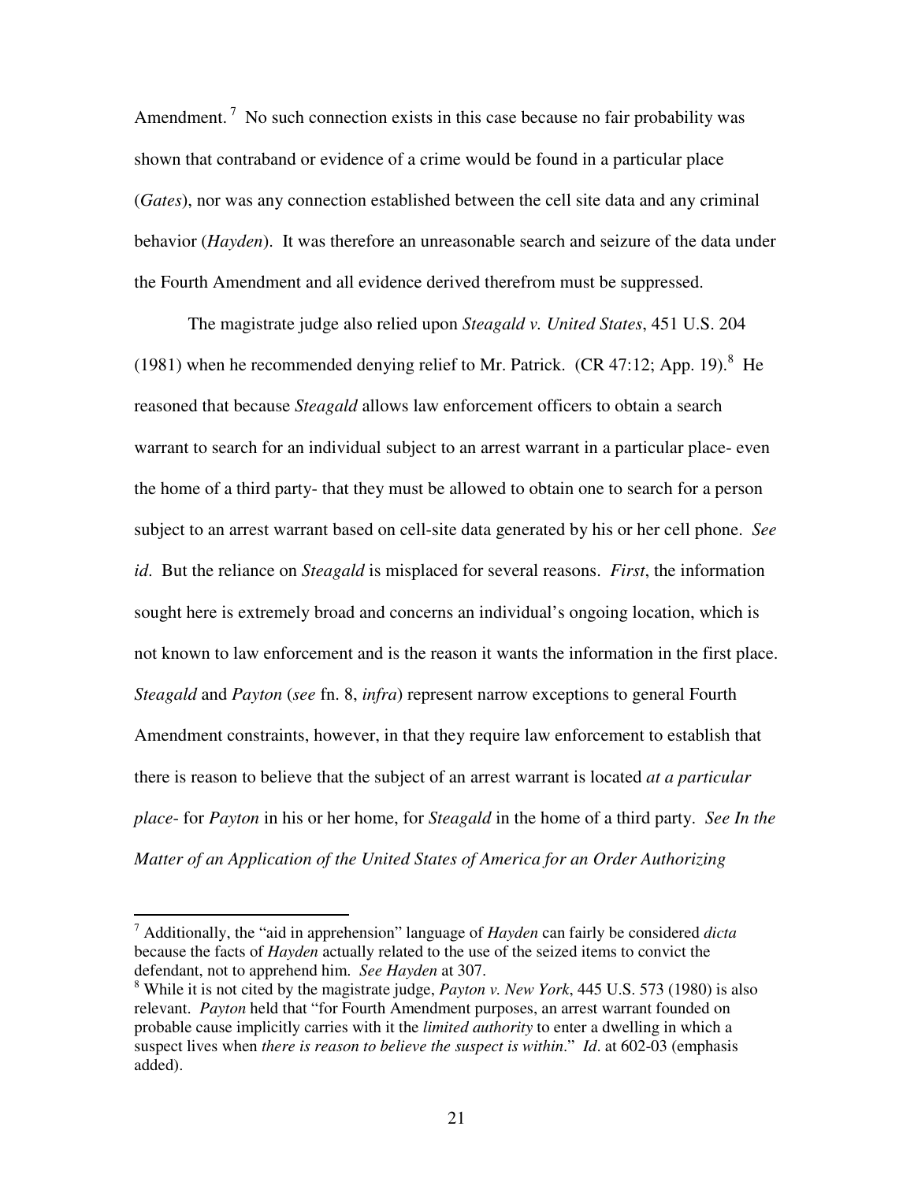Amendment.[7] No such connection exists in this case because no fair probability was shown that contraband or evidence of a crime would be found in a particular place (*Gates*), nor was any connection established between the cell site data and any criminal behavior (*Hayden*). It was therefore an unreasonable search and seizure of the data under the Fourth Amendment and all evidence derived therefrom must be suppressed.

The magistrate judge also relied upon *Steagald v. United States*, 451 U.S. 204 (1981) when he recommended denying relief to Mr. Patrick. (CR 47:12; App. 19).[8] He reasoned that because *Steagald* allows law enforcement officers to obtain a search warrant to search for an individual subject to an arrest warrant in a particular place- even the home of a third party- that they must be allowed to obtain one to search for a person subject to an arrest warrant based on cell-site data generated by his or her cell phone. *See id*. But the reliance on *Steagald* is misplaced for several reasons. *First*, the information sought here is extremely broad and concerns an individual's ongoing location, which is not known to law enforcement and is the reason it wants the information in the first place. *Steagald* and *Payton* (*see* fn. 8, *infra*) represent narrow exceptions to general Fourth Amendment constraints, however, in that they require law enforcement to establish that there is reason to believe that the subject of an arrest warrant is located *at a particular place*- for *Payton* in his or her home, for *Steagald* in the home of a third party. *See In the Matter of an Application of the United States of America for an Order Authorizing*

---

[7] Additionally, the "aid in apprehension" language of *Hayden* can fairly be considered *dicta* because the facts of *Hayden* actually related to the use of the seized items to convict the defendant, not to apprehend him. *See Hayden* at 307.

[8] While it is not cited by the magistrate judge, *Payton v. New York*, 445 U.S. 573 (1980) is also relevant. *Payton* held that "for Fourth Amendment purposes, an arrest warrant founded on probable cause implicitly carries with it the *limited authority* to enter a dwelling in which a suspect lives when *there is reason to believe the suspect is within*." *Id*. at 602-03 (emphasis added).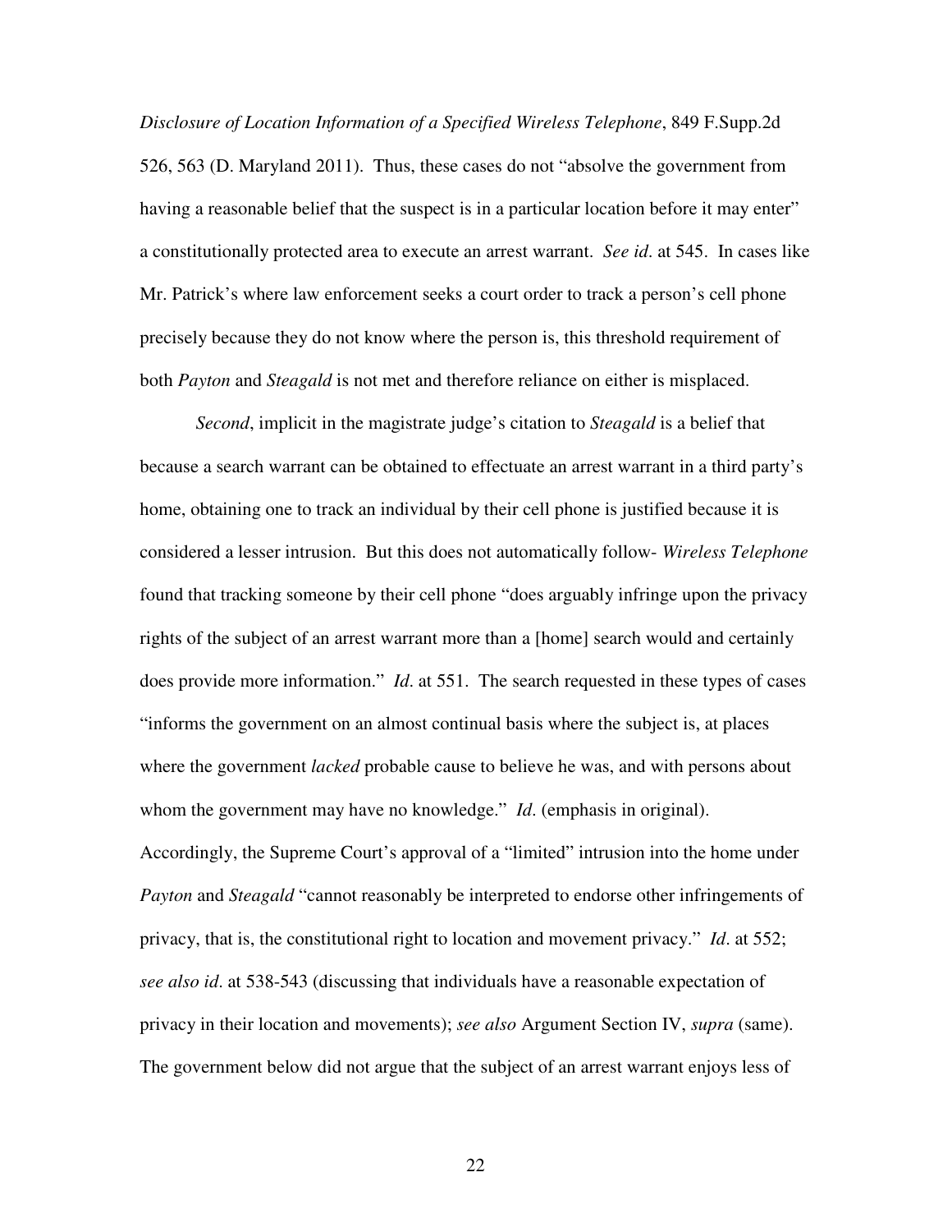*Disclosure of Location Information of a Specified Wireless Telephone*, 849 F.Supp.2d 526, 563 (D. Maryland 2011). Thus, these cases do not "absolve the government from having a reasonable belief that the suspect is in a particular location before it may enter" a constitutionally protected area to execute an arrest warrant. *See id*. at 545. In cases like Mr. Patrick's where law enforcement seeks a court order to track a person's cell phone precisely because they do not know where the person is, this threshold requirement of both *Payton* and *Steagald* is not met and therefore reliance on either is misplaced.

*Second*, implicit in the magistrate judge's citation to *Steagald* is a belief that because a search warrant can be obtained to effectuate an arrest warrant in a third party's home, obtaining one to track an individual by their cell phone is justified because it is considered a lesser intrusion. But this does not automatically follow- *Wireless Telephone* found that tracking someone by their cell phone "does arguably infringe upon the privacy rights of the subject of an arrest warrant more than a [home] search would and certainly does provide more information." *Id*. at 551. The search requested in these types of cases "informs the government on an almost continual basis where the subject is, at places where the government *lacked* probable cause to believe he was, and with persons about whom the government may have no knowledge." *Id*. (emphasis in original). Accordingly, the Supreme Court's approval of a "limited" intrusion into the home under *Payton* and *Steagald* "cannot reasonably be interpreted to endorse other infringements of privacy, that is, the constitutional right to location and movement privacy." *Id*. at 552; *see also id*. at 538-543 (discussing that individuals have a reasonable expectation of privacy in their location and movements); *see also* Argument Section IV, *supra* (same). The government below did not argue that the subject of an arrest warrant enjoys less of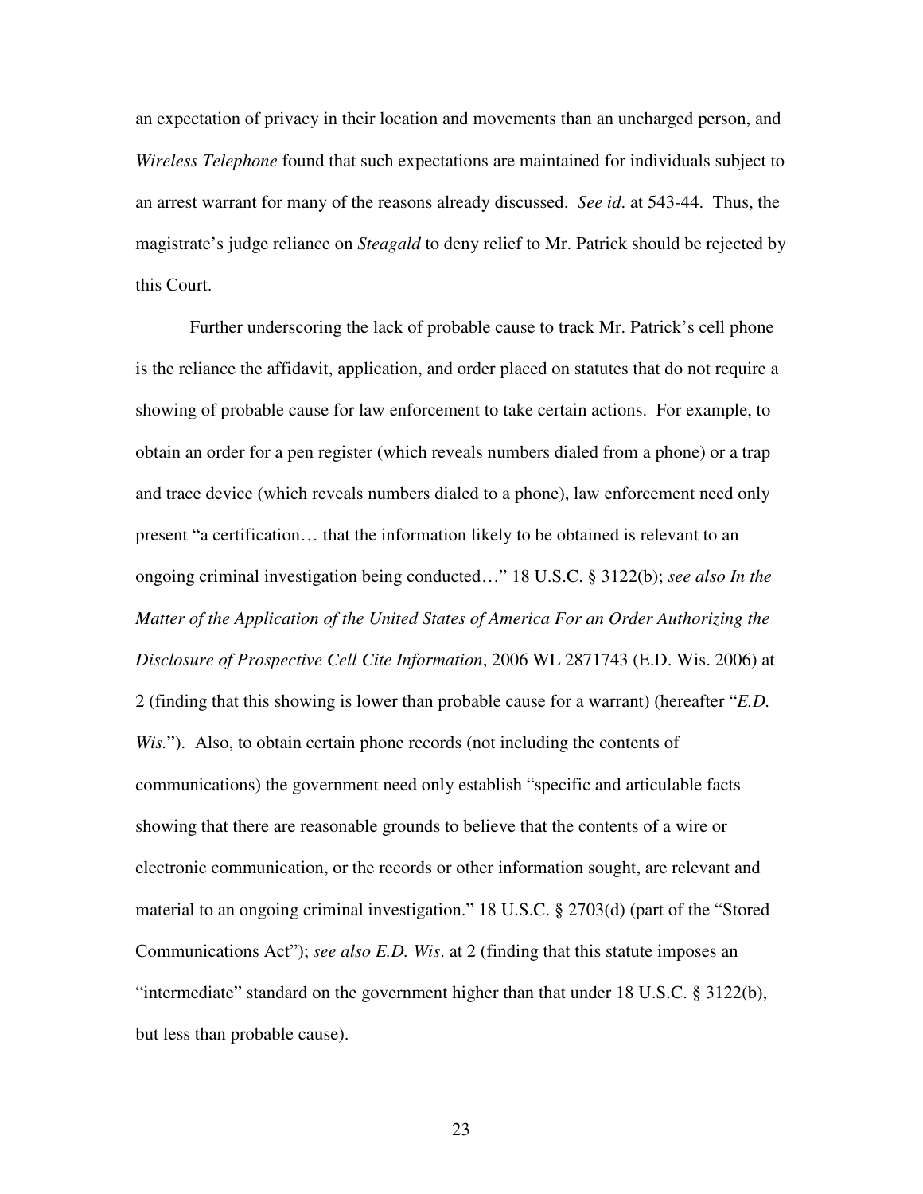an expectation of privacy in their location and movements than an uncharged person, and *Wireless Telephone* found that such expectations are maintained for individuals subject to an arrest warrant for many of the reasons already discussed. *See id*. at 543-44. Thus, the magistrate's judge reliance on *Steagald* to deny relief to Mr. Patrick should be rejected by this Court.

Further underscoring the lack of probable cause to track Mr. Patrick's cell phone is the reliance the affidavit, application, and order placed on statutes that do not require a showing of probable cause for law enforcement to take certain actions. For example, to obtain an order for a pen register (which reveals numbers dialed from a phone) or a trap and trace device (which reveals numbers dialed to a phone), law enforcement need only present "a certification… that the information likely to be obtained is relevant to an ongoing criminal investigation being conducted…" 18 U.S.C. § 3122(b); *see also In the Matter of the Application of the United States of America For an Order Authorizing the Disclosure of Prospective Cell Cite Information*, 2006 WL 2871743 (E.D. Wis. 2006) at 2 (finding that this showing is lower than probable cause for a warrant) (hereafter "*E.D. Wis.*"). Also, to obtain certain phone records (not including the contents of communications) the government need only establish "specific and articulable facts showing that there are reasonable grounds to believe that the contents of a wire or electronic communication, or the records or other information sought, are relevant and material to an ongoing criminal investigation." 18 U.S.C. § 2703(d) (part of the "Stored Communications Act"); *see also E.D. Wis*. at 2 (finding that this statute imposes an "intermediate" standard on the government higher than that under 18 U.S.C. § 3122(b), but less than probable cause).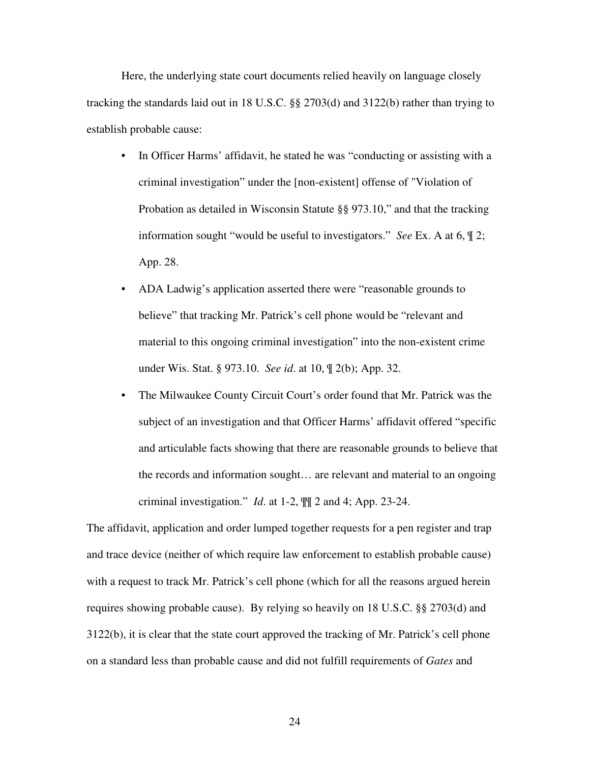Here, the underlying state court documents relied heavily on language closely tracking the standards laid out in 18 U.S.C. §§ 2703(d) and 3122(b) rather than trying to establish probable cause:

- In Officer Harms' affidavit, he stated he was "conducting or assisting with a criminal investigation" under the [non-existent] offense of "Violation of Probation as detailed in Wisconsin Statute §§ 973.10," and that the tracking information sought "would be useful to investigators." *See* Ex. A at 6, ¶ 2; App. 28.
- ADA Ladwig's application asserted there were "reasonable grounds to believe" that tracking Mr. Patrick's cell phone would be "relevant and material to this ongoing criminal investigation" into the non-existent crime under Wis. Stat. § 973.10. *See id*. at 10, ¶ 2(b); App. 32.
- The Milwaukee County Circuit Court's order found that Mr. Patrick was the subject of an investigation and that Officer Harms' affidavit offered "specific and articulable facts showing that there are reasonable grounds to believe that the records and information sought… are relevant and material to an ongoing criminal investigation." *Id*. at 1-2, ¶¶ 2 and 4; App. 23-24.

The affidavit, application and order lumped together requests for a pen register and trap and trace device (neither of which require law enforcement to establish probable cause) with a request to track Mr. Patrick's cell phone (which for all the reasons argued herein requires showing probable cause). By relying so heavily on 18 U.S.C. §§ 2703(d) and 3122(b), it is clear that the state court approved the tracking of Mr. Patrick's cell phone on a standard less than probable cause and did not fulfill requirements of *Gates* and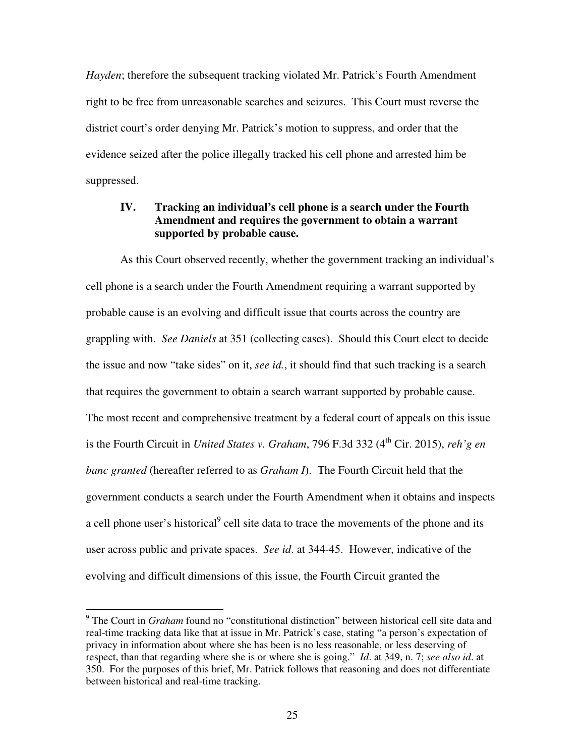*Hayden*; therefore the subsequent tracking violated Mr. Patrick's Fourth Amendment right to be free from unreasonable searches and seizures. This Court must reverse the district court's order denying Mr. Patrick's motion to suppress, and order that the evidence seized after the police illegally tracked his cell phone and arrested him be suppressed.

**IV. Tracking an individual's cell phone is a search under the Fourth Amendment and requires the government to obtain a warrant supported by probable cause.**

As this Court observed recently, whether the government tracking an individual's cell phone is a search under the Fourth Amendment requiring a warrant supported by probable cause is an evolving and difficult issue that courts across the country are grappling with. *See Daniels* at 351 (collecting cases). Should this Court elect to decide the issue and now "take sides" on it, *see id.*, it should find that such tracking is a search that requires the government to obtain a search warrant supported by probable cause. The most recent and comprehensive treatment by a federal court of appeals on this issue is the Fourth Circuit in *United States v. Graham*, 796 F.3d 332 (4th Cir. 2015), *reh'g en banc granted* (hereafter referred to as *Graham I*). The Fourth Circuit held that the government conducts a search under the Fourth Amendment when it obtains and inspects a cell phone user's historical[9] cell site data to trace the movements of the phone and its user across public and private spaces. *See id*. at 344-45. However, indicative of the evolving and difficult dimensions of this issue, the Fourth Circuit granted the

[9] The Court in *Graham* found no "constitutional distinction" between historical cell site data and real-time tracking data like that at issue in Mr. Patrick's case, stating "a person's expectation of privacy in information about where she has been is no less reasonable, or less deserving of respect, than that regarding where she is or where she is going." *Id*. at 349, n. 7; *see also id*. at 350. For the purposes of this brief, Mr. Patrick follows that reasoning and does not differentiate between historical and real-time tracking.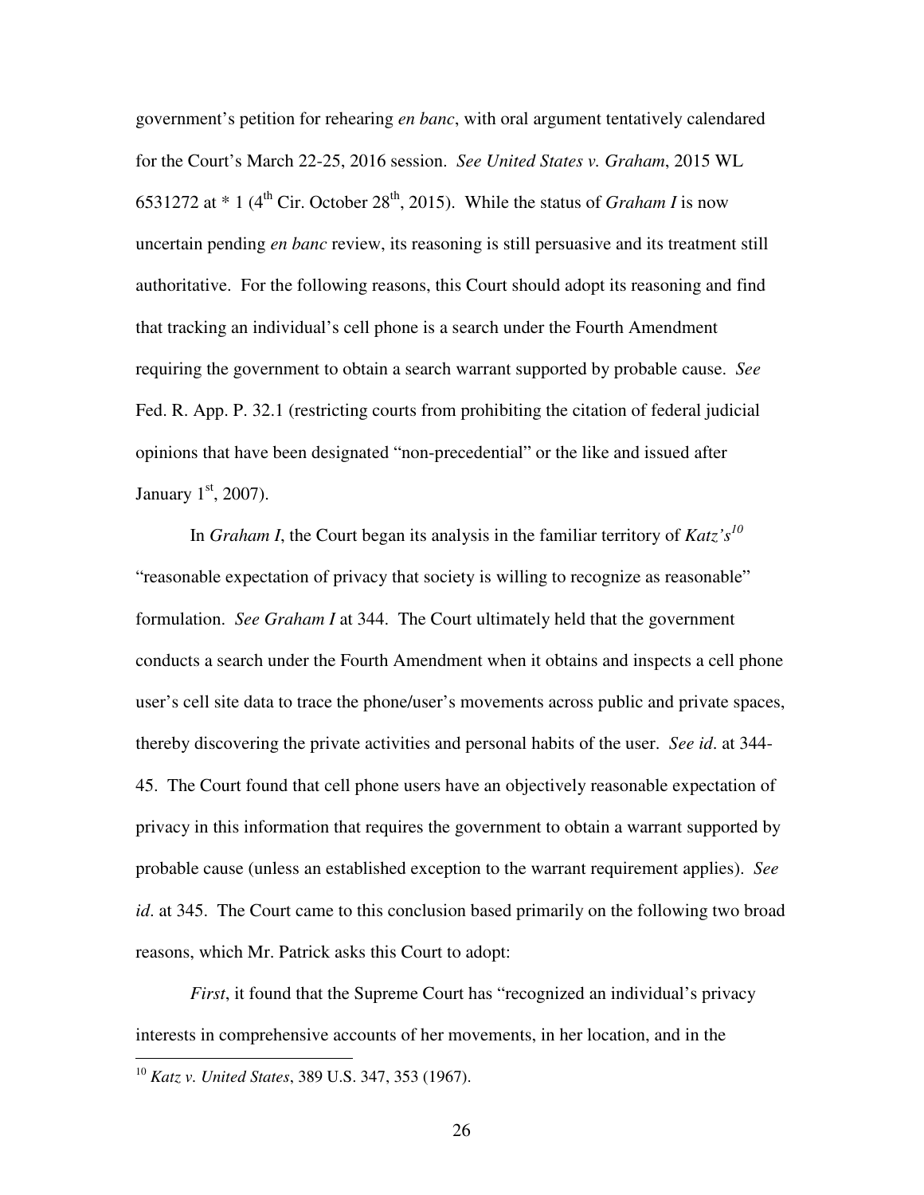government's petition for rehearing *en banc*, with oral argument tentatively calendared for the Court's March 22-25, 2016 session. *See United States v. Graham*, 2015 WL 6531272 at * 1 (4th Cir. October 28th, 2015). While the status of *Graham I* is now uncertain pending *en banc* review, its reasoning is still persuasive and its treatment still authoritative. For the following reasons, this Court should adopt its reasoning and find that tracking an individual's cell phone is a search under the Fourth Amendment requiring the government to obtain a search warrant supported by probable cause. *See* Fed. R. App. P. 32.1 (restricting courts from prohibiting the citation of federal judicial opinions that have been designated "non-precedential" or the like and issued after January 1st, 2007).

In *Graham I*, the Court began its analysis in the familiar territory of *Katz's*[10] "reasonable expectation of privacy that society is willing to recognize as reasonable" formulation. *See Graham I* at 344. The Court ultimately held that the government conducts a search under the Fourth Amendment when it obtains and inspects a cell phone user's cell site data to trace the phone/user's movements across public and private spaces, thereby discovering the private activities and personal habits of the user. *See id*. at 344-45. The Court found that cell phone users have an objectively reasonable expectation of privacy in this information that requires the government to obtain a warrant supported by probable cause (unless an established exception to the warrant requirement applies). *See id*. at 345. The Court came to this conclusion based primarily on the following two broad reasons, which Mr. Patrick asks this Court to adopt:

*First*, it found that the Supreme Court has "recognized an individual's privacy interests in comprehensive accounts of her movements, in her location, and in the

---

[10] *Katz v. United States*, 389 U.S. 347, 353 (1967).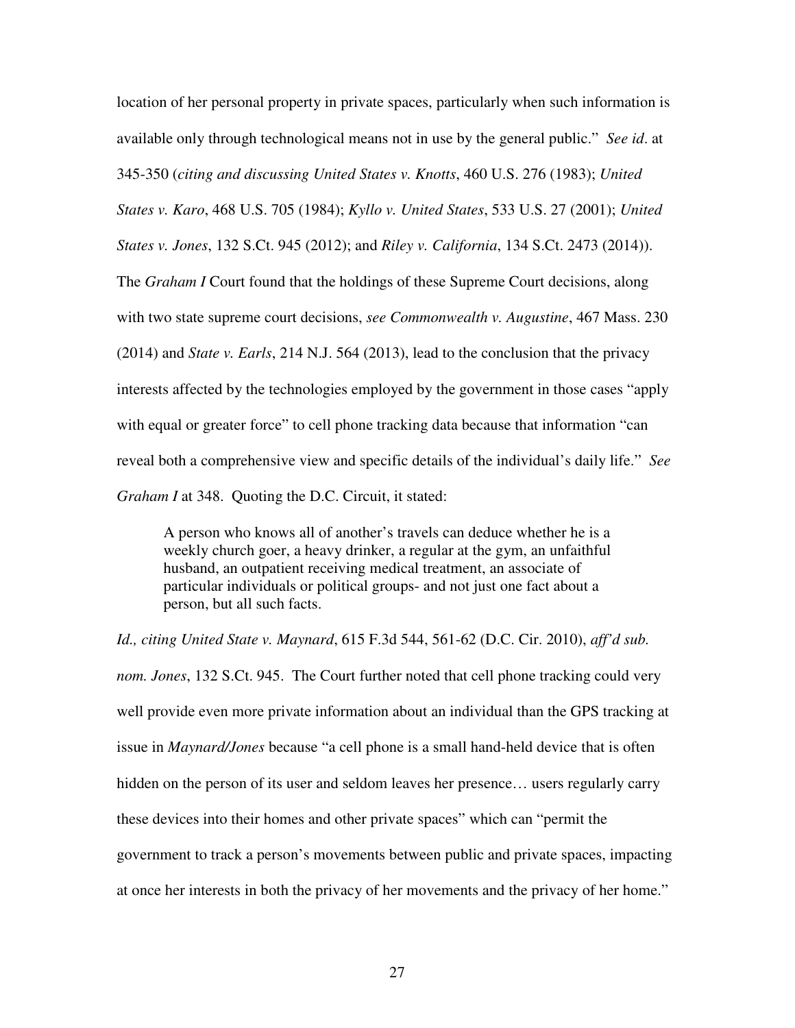location of her personal property in private spaces, particularly when such information is available only through technological means not in use by the general public." *See id*. at 345-350 (*citing and discussing United States v. Knotts*, 460 U.S. 276 (1983); *United States v. Karo*, 468 U.S. 705 (1984); *Kyllo v. United States*, 533 U.S. 27 (2001); *United States v. Jones*, 132 S.Ct. 945 (2012); and *Riley v. California*, 134 S.Ct. 2473 (2014)). The *Graham I* Court found that the holdings of these Supreme Court decisions, along with two state supreme court decisions, *see Commonwealth v. Augustine*, 467 Mass. 230 (2014) and *State v. Earls*, 214 N.J. 564 (2013), lead to the conclusion that the privacy interests affected by the technologies employed by the government in those cases "apply with equal or greater force" to cell phone tracking data because that information "can reveal both a comprehensive view and specific details of the individual's daily life." *See Graham I* at 348. Quoting the D.C. Circuit, it stated:

> A person who knows all of another's travels can deduce whether he is a weekly church goer, a heavy drinker, a regular at the gym, an unfaithful husband, an outpatient receiving medical treatment, an associate of particular individuals or political groups- and not just one fact about a person, but all such facts.

*Id., citing United State v. Maynard*, 615 F.3d 544, 561-62 (D.C. Cir. 2010), *aff'd sub. nom. Jones*, 132 S.Ct. 945. The Court further noted that cell phone tracking could very well provide even more private information about an individual than the GPS tracking at issue in *Maynard/Jones* because "a cell phone is a small hand-held device that is often hidden on the person of its user and seldom leaves her presence… users regularly carry these devices into their homes and other private spaces" which can "permit the government to track a person's movements between public and private spaces, impacting at once her interests in both the privacy of her movements and the privacy of her home."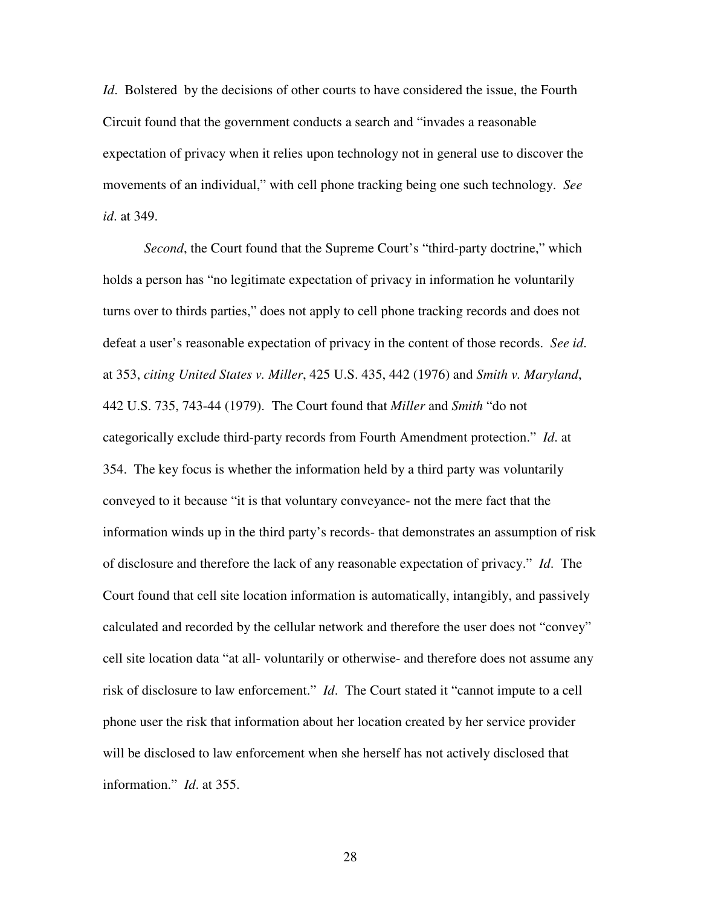*Id*. Bolstered by the decisions of other courts to have considered the issue, the Fourth Circuit found that the government conducts a search and "invades a reasonable expectation of privacy when it relies upon technology not in general use to discover the movements of an individual," with cell phone tracking being one such technology. *See id*. at 349.

*Second*, the Court found that the Supreme Court's "third-party doctrine," which holds a person has "no legitimate expectation of privacy in information he voluntarily turns over to thirds parties," does not apply to cell phone tracking records and does not defeat a user's reasonable expectation of privacy in the content of those records. *See id*. at 353, *citing United States v. Miller*, 425 U.S. 435, 442 (1976) and *Smith v. Maryland*, 442 U.S. 735, 743-44 (1979). The Court found that *Miller* and *Smith* "do not categorically exclude third-party records from Fourth Amendment protection." *Id*. at 354. The key focus is whether the information held by a third party was voluntarily conveyed to it because "it is that voluntary conveyance- not the mere fact that the information winds up in the third party's records- that demonstrates an assumption of risk of disclosure and therefore the lack of any reasonable expectation of privacy." *Id*. The Court found that cell site location information is automatically, intangibly, and passively calculated and recorded by the cellular network and therefore the user does not "convey" cell site location data "at all- voluntarily or otherwise- and therefore does not assume any risk of disclosure to law enforcement." *Id*. The Court stated it "cannot impute to a cell phone user the risk that information about her location created by her service provider will be disclosed to law enforcement when she herself has not actively disclosed that information." *Id*. at 355.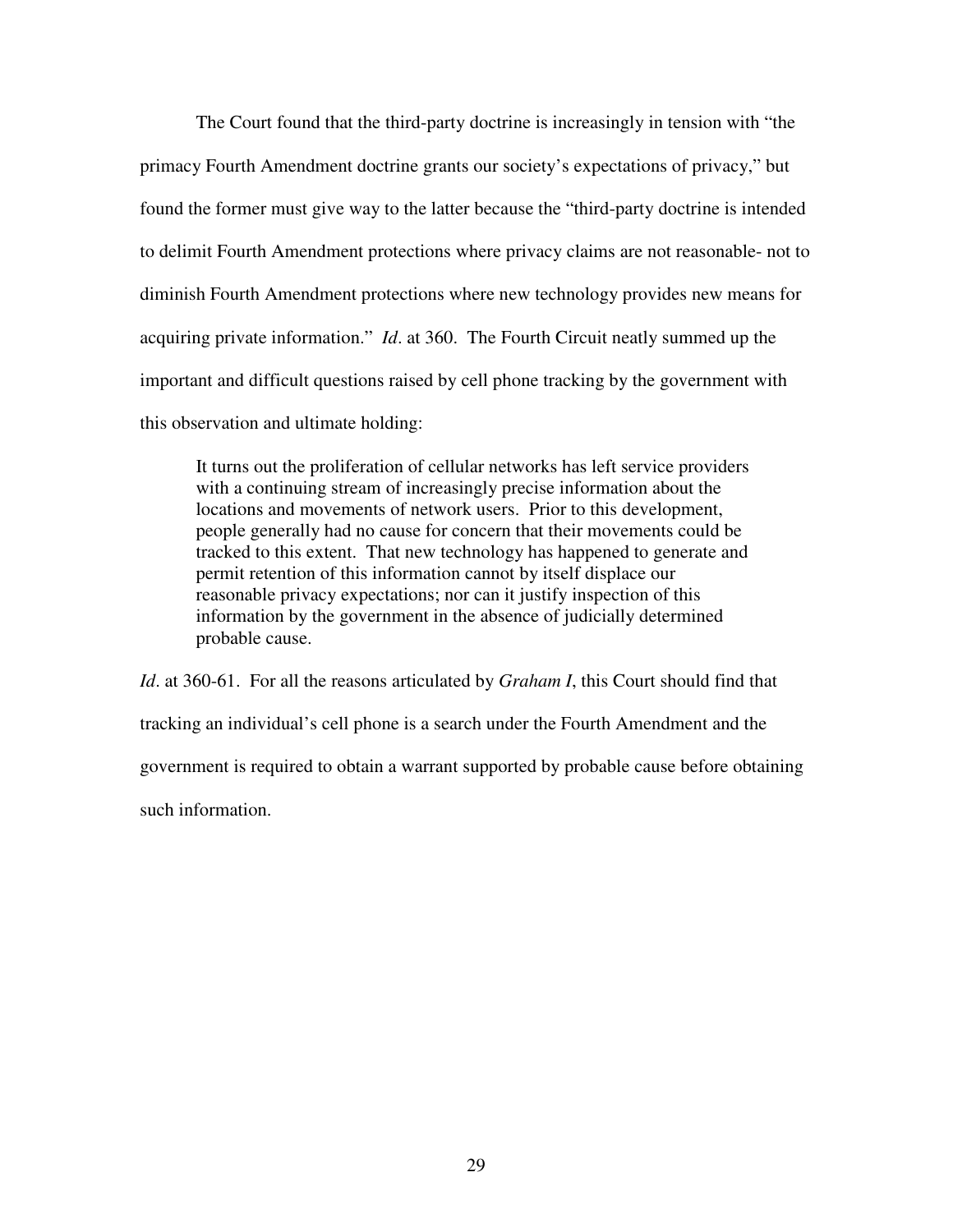The Court found that the third-party doctrine is increasingly in tension with "the primacy Fourth Amendment doctrine grants our society's expectations of privacy," but found the former must give way to the latter because the "third-party doctrine is intended to delimit Fourth Amendment protections where privacy claims are not reasonable- not to diminish Fourth Amendment protections where new technology provides new means for acquiring private information." *Id*. at 360. The Fourth Circuit neatly summed up the important and difficult questions raised by cell phone tracking by the government with this observation and ultimate holding:

> It turns out the proliferation of cellular networks has left service providers with a continuing stream of increasingly precise information about the locations and movements of network users. Prior to this development, people generally had no cause for concern that their movements could be tracked to this extent. That new technology has happened to generate and permit retention of this information cannot by itself displace our reasonable privacy expectations; nor can it justify inspection of this information by the government in the absence of judicially determined probable cause.

*Id*. at 360-61. For all the reasons articulated by *Graham I*, this Court should find that tracking an individual's cell phone is a search under the Fourth Amendment and the government is required to obtain a warrant supported by probable cause before obtaining such information.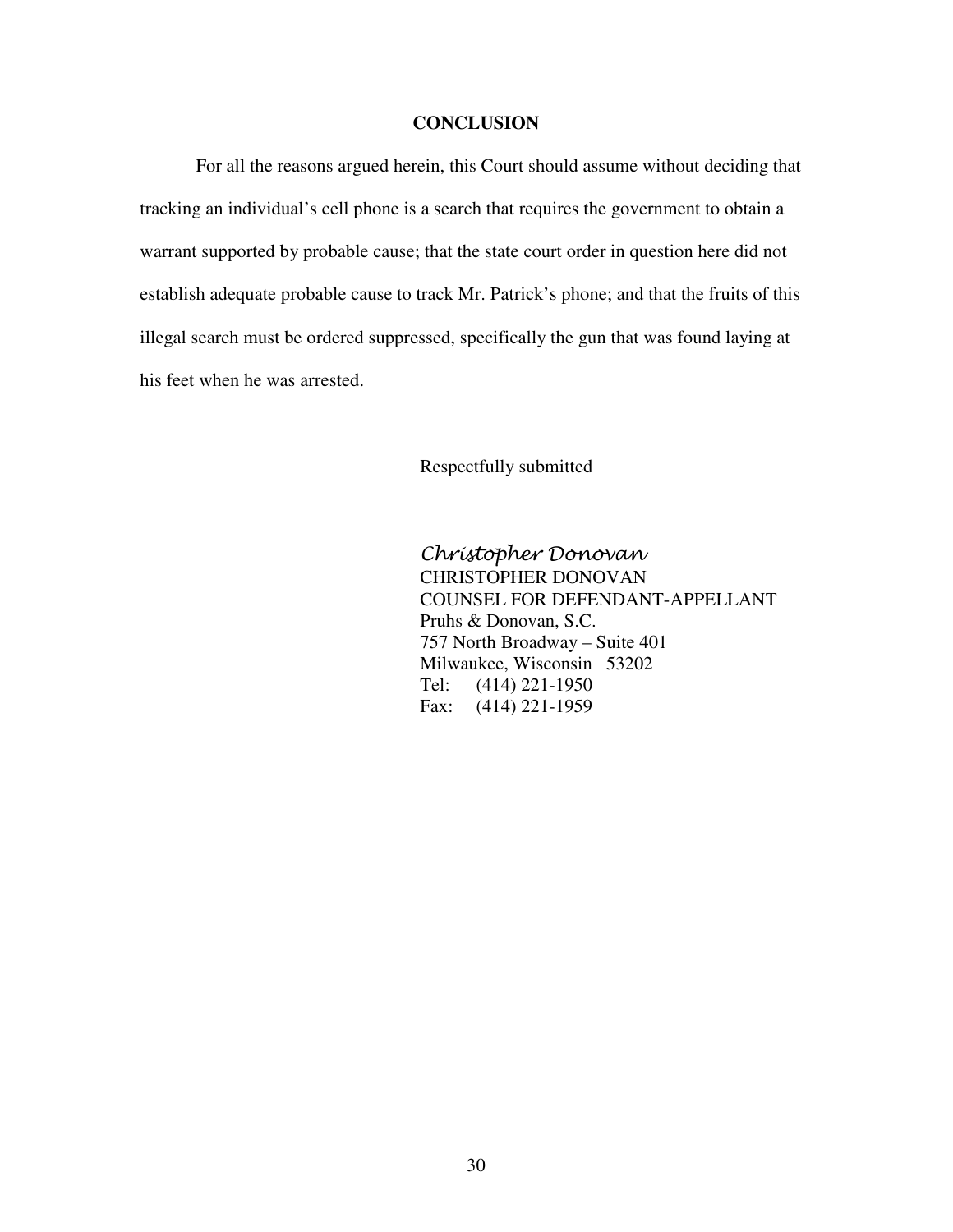## CONCLUSION

For all the reasons argued herein, this Court should assume without deciding that tracking an individual's cell phone is a search that requires the government to obtain a warrant supported by probable cause; that the state court order in question here did not establish adequate probable cause to track Mr. Patrick's phone; and that the fruits of this illegal search must be ordered suppressed, specifically the gun that was found laying at his feet when he was arrested.

Respectfully submitted

*Christopher Donovan*

CHRISTOPHER DONOVAN
COUNSEL FOR DEFENDANT-APPELLANT
Pruhs & Donovan, S.C.
757 North Broadway – Suite 401
Milwaukee, Wisconsin 53202
Tel: (414) 221-1950
Fax: (414) 221-1959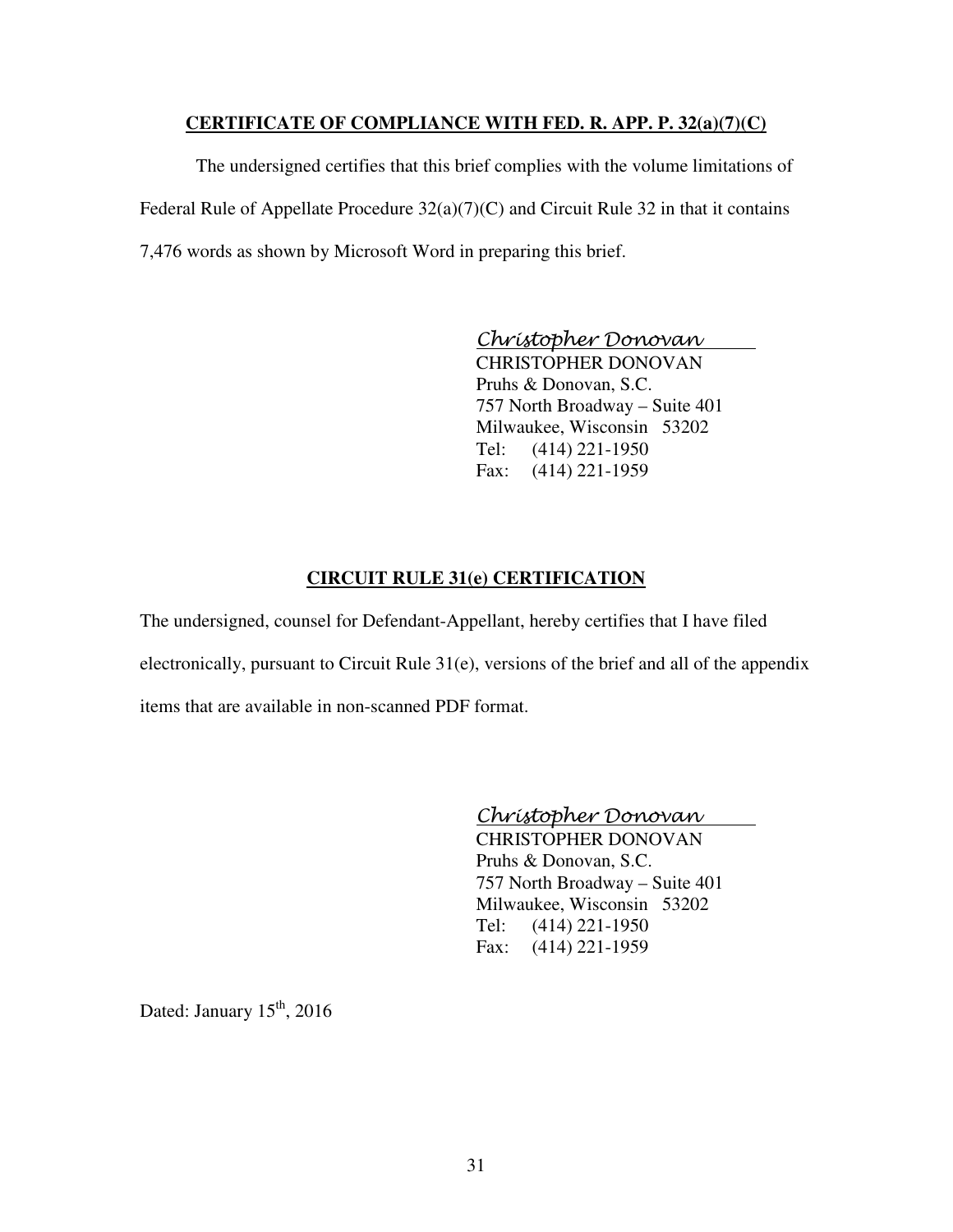## **CERTIFICATE OF COMPLIANCE WITH FED. R. APP. P. 32(a)(7)(C)**

The undersigned certifies that this brief complies with the volume limitations of Federal Rule of Appellate Procedure 32(a)(7)(C) and Circuit Rule 32 in that it contains 7,476 words as shown by Microsoft Word in preparing this brief.

*Christopher Donovan*
CHRISTOPHER DONOVAN
Pruhs & Donovan, S.C.
757 North Broadway – Suite 401
Milwaukee, Wisconsin 53202
Tel: (414) 221-1950
Fax: (414) 221-1959

## **CIRCUIT RULE 31(e) CERTIFICATION**

The undersigned, counsel for Defendant-Appellant, hereby certifies that I have filed electronically, pursuant to Circuit Rule 31(e), versions of the brief and all of the appendix items that are available in non-scanned PDF format.

*Christopher Donovan*
CHRISTOPHER DONOVAN
Pruhs & Donovan, S.C.
757 North Broadway – Suite 401
Milwaukee, Wisconsin 53202
Tel: (414) 221-1950
Fax: (414) 221-1959

Dated: January 15th, 2016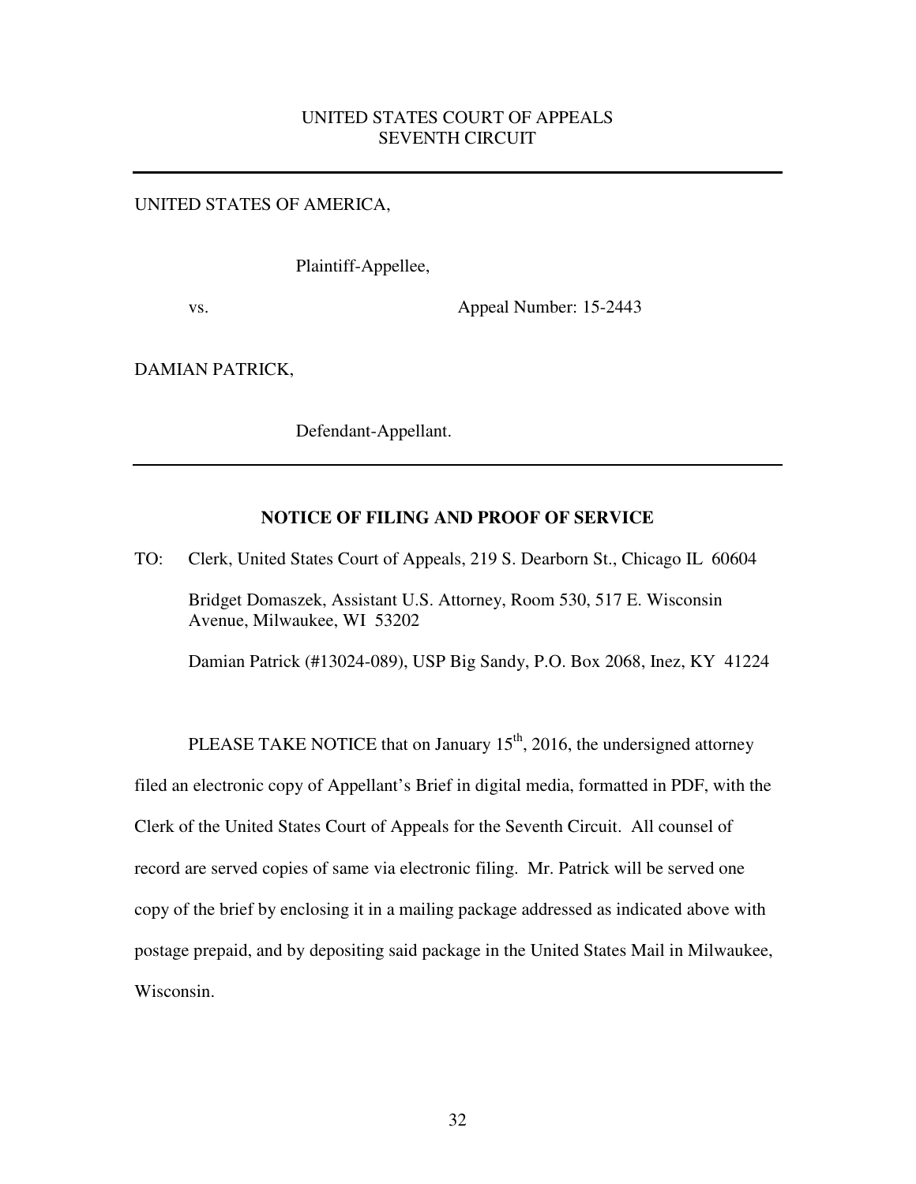UNITED STATES COURT OF APPEALS
SEVENTH CIRCUIT

---

UNITED STATES OF AMERICA,

Plaintiff-Appellee,

vs. Appeal Number: 15-2443

DAMIAN PATRICK,

Defendant-Appellant.

---

**NOTICE OF FILING AND PROOF OF SERVICE**

TO: Clerk, United States Court of Appeals, 219 S. Dearborn St., Chicago IL 60604

Bridget Domaszek, Assistant U.S. Attorney, Room 530, 517 E. Wisconsin Avenue, Milwaukee, WI 53202

Damian Patrick (#13024-089), USP Big Sandy, P.O. Box 2068, Inez, KY 41224

PLEASE TAKE NOTICE that on January 15th, 2016, the undersigned attorney filed an electronic copy of Appellant's Brief in digital media, formatted in PDF, with the Clerk of the United States Court of Appeals for the Seventh Circuit. All counsel of record are served copies of same via electronic filing. Mr. Patrick will be served one copy of the brief by enclosing it in a mailing package addressed as indicated above with postage prepaid, and by depositing said package in the United States Mail in Milwaukee, Wisconsin.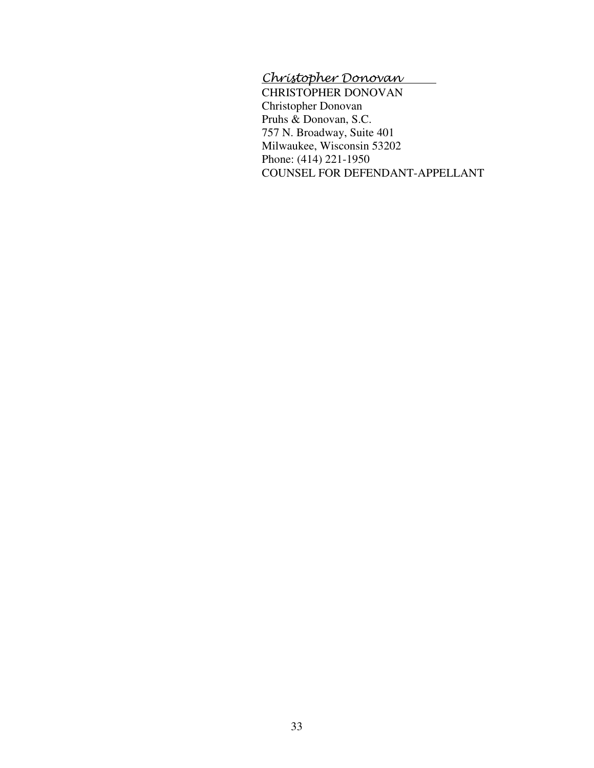*Christopher Donovan*

CHRISTOPHER DONOVAN
Christopher Donovan
Pruhs & Donovan, S.C.
757 N. Broadway, Suite 401
Milwaukee, Wisconsin 53202
Phone: (414) 221-1950
COUNSEL FOR DEFENDANT-APPELLANT